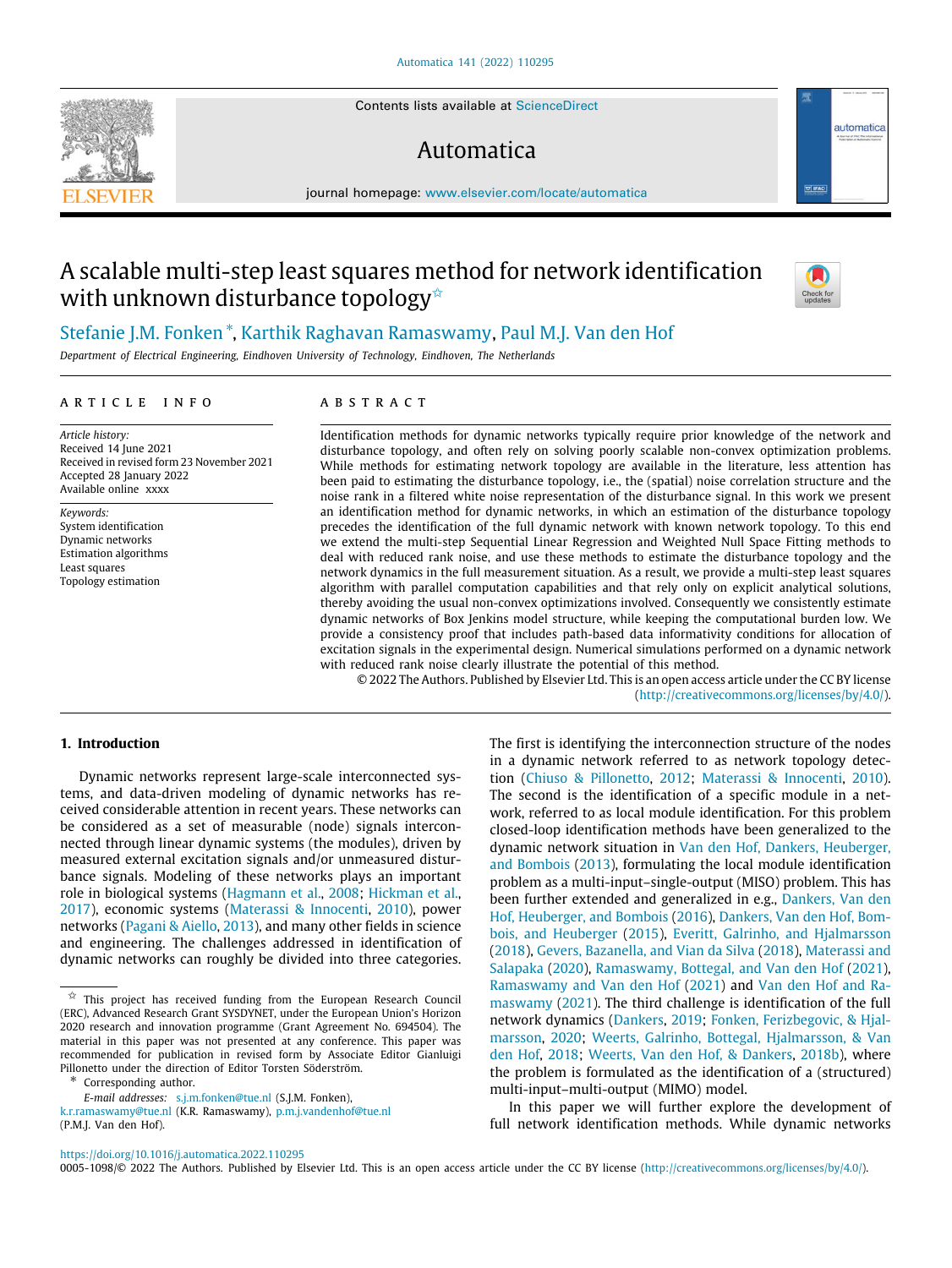# A scalable multi-step least squares method for network identification with unknown disturbance topology[☆]

Stefanie J.M. Fonken [*], Karthik Raghavan Ramaswamy, Paul M.J. Van den Hof

*Department of Electrical Engineering, Eindhoven University of Technology, Eindhoven, The Netherlands*

## ARTICLE INFO

*Article history:*
Received 14 June 2021
Received in revised form 23 November 2021
Accepted 28 January 2022
Available online xxxx

*Keywords:*
System identification
Dynamic networks
Estimation algorithms
Least squares
Topology estimation

## ABSTRACT

Identification methods for dynamic networks typically require prior knowledge of the network and disturbance topology, and often rely on solving poorly scalable non-convex optimization problems. While methods for estimating network topology are available in the literature, less attention has been paid to estimating the disturbance topology, i.e., the (spatial) noise correlation structure and the noise rank in a filtered white noise representation of the disturbance signal. In this work we present an identification method for dynamic networks, in which an estimation of the disturbance topology precedes the identification of the full dynamic network with known network topology. To this end we extend the multi-step Sequential Linear Regression and Weighted Null Space Fitting methods to deal with reduced rank noise, and use these methods to estimate the disturbance topology and the network dynamics in the full measurement situation. As a result, we provide a multi-step least squares algorithm with parallel computation capabilities and that rely only on explicit analytical solutions, thereby avoiding the usual non-convex optimizations involved. Consequently we consistently estimate dynamic networks of Box Jenkins model structure, while keeping the computational burden low. We provide a consistency proof that includes path-based data informativity conditions for allocation of excitation signals in the experimental design. Numerical simulations performed on a dynamic network with reduced rank noise clearly illustrate the potential of this method.

© 2022 The Authors. Published by Elsevier Ltd. This is an open access article under the CC BY license (http://creativecommons.org/licenses/by/4.0/).

## 1. Introduction

Dynamic networks represent large-scale interconnected systems, and data-driven modeling of dynamic networks has received considerable attention in recent years. These networks can be considered as a set of measurable (node) signals interconnected through linear dynamic systems (the modules), driven by measured external excitation signals and/or unmeasured disturbance signals. Modeling of these networks plays an important role in biological systems (Hagmann et al., 2008; Hickman et al., 2017), economic systems (Materassi & Innocenti, 2010), power networks (Pagani & Aiello, 2013), and many other fields in science and engineering. The challenges addressed in identification of dynamic networks can roughly be divided into three categories. The first is identifying the interconnection structure of the nodes in a dynamic network referred to as network topology detection (Chiuso & Pillonetto, 2012; Materassi & Innocenti, 2010). The second is the identification of a specific module in a network, referred to as local module identification. For this problem closed-loop identification methods have been generalized to the dynamic network situation in Van den Hof, Dankers, Heuberger, and Bombois (2013), formulating the local module identification problem as a multi-input–single-output (MISO) problem. This has been further extended and generalized in e.g., Dankers, Van den Hof, Heuberger, and Bombois (2016), Dankers, Van den Hof, Bombois, and Heuberger (2015), Everitt, Galrinho, and Hjalmarsson (2018), Gevers, Bazanella, and Vian da Silva (2018), Materassi and Salapaka (2020), Ramaswamy, Bottegal, and Van den Hof (2021), Ramaswamy and Van den Hof (2021) and Van den Hof and Ramaswamy (2021). The third challenge is identification of the full network dynamics (Dankers, 2019; Fonken, Ferizbegovic, & Hjalmarsson, 2020; Weerts, Galrinho, Bottegal, Hjalmarsson, & Van den Hof, 2018; Weerts, Van den Hof, & Dankers, 2018b), where the problem is formulated as the identification of a (structured) multi-input–multi-output (MIMO) model.

In this paper we will further explore the development of full network identification methods. While dynamic networks

---

[☆] This project has received funding from the European Research Council (ERC), Advanced Research Grant SYSDYNET, under the European Union's Horizon 2020 research and innovation programme (Grant Agreement No. 694504). The material in this paper was not presented at any conference. This paper was recommended for publication in revised form by Associate Editor Gianluigi Pillonetto under the direction of Editor Torsten Söderström.

[*] Corresponding author.

*E-mail addresses:* s.j.m.fonken@tue.nl (S.J.M. Fonken), k.r.ramaswamy@tue.nl (K.R. Ramaswamy), p.m.j.vandenhof@tue.nl (P.M.J. Van den Hof).

https://doi.org/10.1016/j.automatica.2022.110295
0005-1098/© 2022 The Authors. Published by Elsevier Ltd. This is an open access article under the CC BY license (http://creativecommons.org/licenses/by/4.0/).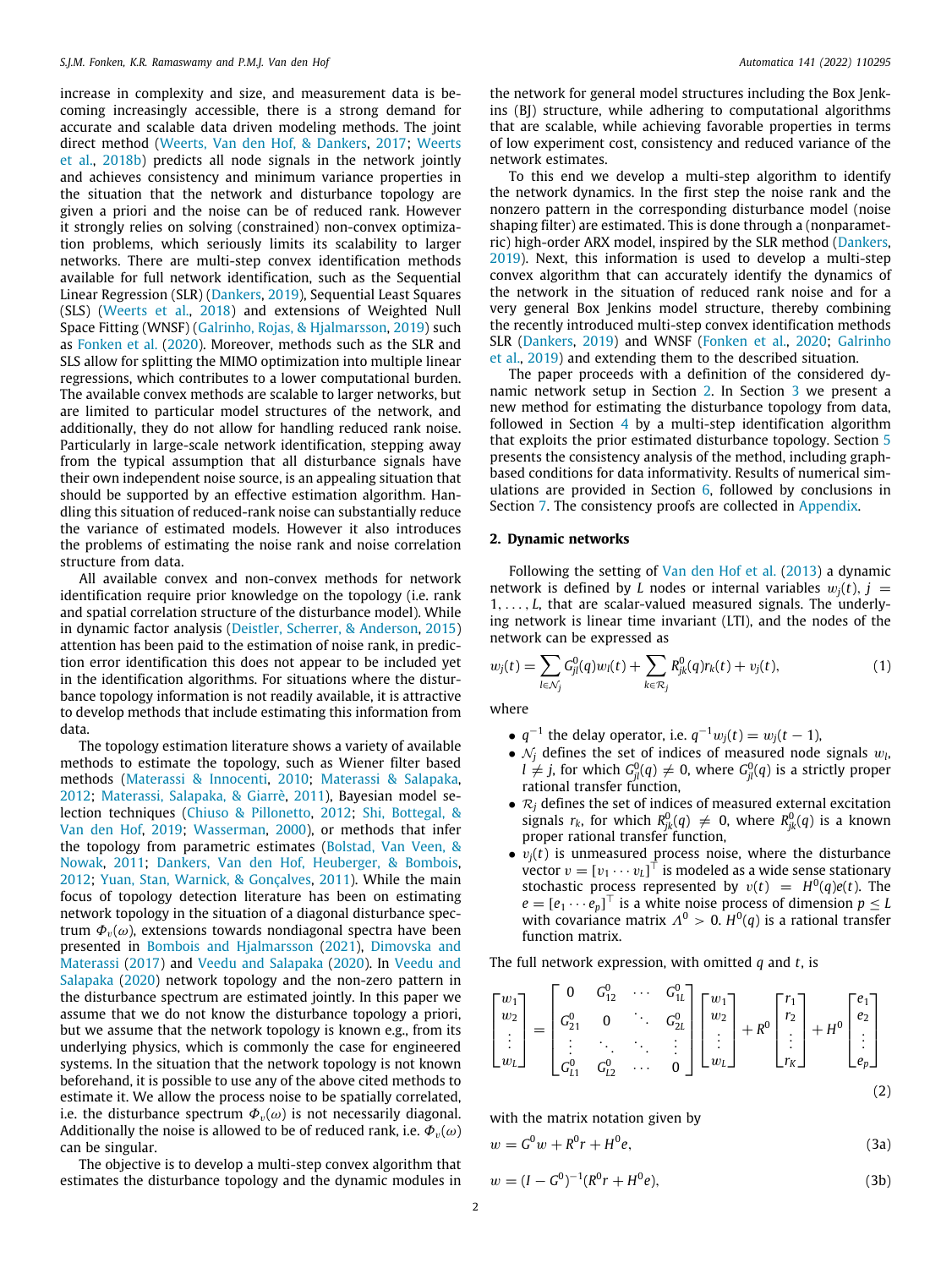increase in complexity and size, and measurement data is becoming increasingly accessible, there is a strong demand for accurate and scalable data driven modeling methods. The joint direct method (Weerts, Van den Hof, & Dankers, 2017; Weerts et al., 2018b) predicts all node signals in the network jointly and achieves consistency and minimum variance properties in the situation that the network and disturbance topology are given a priori and the noise can be of reduced rank. However it strongly relies on solving (constrained) non-convex optimization problems, which seriously limits its scalability to larger networks. There are multi-step convex identification methods available for full network identification, such as the Sequential Linear Regression (SLR) (Dankers, 2019), Sequential Least Squares (SLS) (Weerts et al., 2018) and extensions of Weighted Null Space Fitting (WNSF) (Galrinho, Rojas, & Hjalmarsson, 2019) such as Fonken et al. (2020). Moreover, methods such as the SLR and SLS allow for splitting the MIMO optimization into multiple linear regressions, which contributes to a lower computational burden. The available convex methods are scalable to larger networks, but are limited to particular model structures of the network, and additionally, they do not allow for handling reduced rank noise. Particularly in large-scale network identification, stepping away from the typical assumption that all disturbance signals have their own independent noise source, is an appealing situation that should be supported by an effective estimation algorithm. Handling this situation of reduced-rank noise can substantially reduce the variance of estimated models. However it also introduces the problems of estimating the noise rank and noise correlation structure from data.

All available convex and non-convex methods for network identification require prior knowledge on the topology (i.e. rank and spatial correlation structure of the disturbance model). While in dynamic factor analysis (Deistler, Scherrer, & Anderson, 2015) attention has been paid to the estimation of noise rank, in prediction error identification this does not appear to be included yet in the identification algorithms. For situations where the disturbance topology information is not readily available, it is attractive to develop methods that include estimating this information from data.

The topology estimation literature shows a variety of available methods to estimate the topology, such as Wiener filter based methods (Materassi & Innocenti, 2010; Materassi & Salapaka, 2012; Materassi, Salapaka, & Giarrè, 2011), Bayesian model selection techniques (Chiuso & Pillonetto, 2012; Shi, Bottegal, & Van den Hof, 2019; Wasserman, 2000), or methods that infer the topology from parametric estimates (Bolstad, Van Veen, & Nowak, 2011; Dankers, Van den Hof, Heuberger, & Bombois, 2012; Yuan, Stan, Warnick, & Gonçalves, 2011). While the main focus of topology detection literature has been on estimating network topology in the situation of a diagonal disturbance spectrum $\Phi_v(\omega)$, extensions towards nondiagonal spectra have been presented in Bombois and Hjalmarsson (2021), Dimovska and Materassi (2017) and Veedu and Salapaka (2020). In Veedu and Salapaka (2020) network topology and the non-zero pattern in the disturbance spectrum are estimated jointly. In this paper we assume that we do not know the disturbance topology a priori, but we assume that the network topology is known e.g., from its underlying physics, which is commonly the case for engineered systems. In the situation that the network topology is not known beforehand, it is possible to use any of the above cited methods to estimate it. We allow the process noise to be spatially correlated, i.e. the disturbance spectrum $\Phi_v(\omega)$ is not necessarily diagonal. Additionally the noise is allowed to be of reduced rank, i.e. $\Phi_v(\omega)$ can be singular.

The objective is to develop a multi-step convex algorithm that estimates the disturbance topology and the dynamic modules in the network for general model structures including the Box Jenkins (BJ) structure, while adhering to computational algorithms that are scalable, while achieving favorable properties in terms of low experiment cost, consistency and reduced variance of the network estimates.

To this end we develop a multi-step algorithm to identify the network dynamics. In the first step the noise rank and the nonzero pattern in the corresponding disturbance model (noise shaping filter) are estimated. This is done through a (nonparametric) high-order ARX model, inspired by the SLR method (Dankers, 2019). Next, this information is used to develop a multi-step convex algorithm that can accurately identify the dynamics of the network in the situation of reduced rank noise and for a very general Box Jenkins model structure, thereby combining the recently introduced multi-step convex identification methods SLR (Dankers, 2019) and WNSF (Fonken et al., 2020; Galrinho et al., 2019) and extending them to the described situation.

The paper proceeds with a definition of the considered dynamic network setup in Section 2. In Section 3 we present a new method for estimating the disturbance topology from data, followed in Section 4 by a multi-step identification algorithm that exploits the prior estimated disturbance topology. Section 5 presents the consistency analysis of the method, including graph-based conditions for data informativity. Results of numerical simulations are provided in Section 6, followed by conclusions in Section 7. The consistency proofs are collected in Appendix.

## 2. Dynamic networks

Following the setting of Van den Hof et al. (2013) a dynamic network is defined by $L$ nodes or internal variables $w_j(t)$, $j = 1, \ldots, L$, that are scalar-valued measured signals. The underlying network is linear time invariant (LTI), and the nodes of the network can be expressed as

$$w_j(t) = \sum_{l \in \mathcal{N}_j} G^0_{jl}(q) w_l(t) + \sum_{k \in \mathcal{R}_j} R^0_{jk}(q) r_k(t) + v_j(t), \tag{1}$$

where

- $q^{-1}$ the delay operator, i.e. $q^{-1} w_j(t) = w_j(t-1)$,
- $\mathcal{N}_j$ defines the set of indices of measured node signals $w_l$, $l \neq j$, for which $G^0_{jl}(q) \neq 0$, where $G^0_{jl}(q)$ is a strictly proper rational transfer function,
- $\mathcal{R}_j$ defines the set of indices of measured external excitation signals $r_k$, for which $R^0_{jk}(q) \neq 0$, where $R^0_{jk}(q)$ is a known proper rational transfer function,
- $v_j(t)$ is unmeasured process noise, where the disturbance vector $v = [v_1 \cdots v_L]^\top$ is modeled as a wide sense stationary stochastic process represented by $v(t) = H^0(q)e(t)$. The $e = [e_1 \cdots e_p]^\top$ is a white noise process of dimension $p \leq L$ with covariance matrix $\Lambda^0 > 0$. $H^0(q)$ is a rational transfer function matrix.

The full network expression, with omitted $q$ and $t$, is

$$\begin{bmatrix} w_1 \\ w_2 \\ \vdots \\ w_L \end{bmatrix} = \begin{bmatrix} 0 & G^0_{12} & \cdots & G^0_{1L} \\ G^0_{21} & 0 & \ddots & G^0_{2L} \\ \vdots & \ddots & \ddots & \vdots \\ G^0_{L1} & G^0_{L2} & \cdots & 0 \end{bmatrix} \begin{bmatrix} w_1 \\ w_2 \\ \vdots \\ w_L \end{bmatrix} + R^0 \begin{bmatrix} r_1 \\ r_2 \\ \vdots \\ r_K \end{bmatrix} + H^0 \begin{bmatrix} e_1 \\ e_2 \\ \vdots \\ e_p \end{bmatrix} \tag{2}$$

with the matrix notation given by

$$w = G^0 w + R^0 r + H^0 e, \tag{3a}$$

$$w = (I - G^0)^{-1}(R^0 r + H^0 e), \tag{3b}$$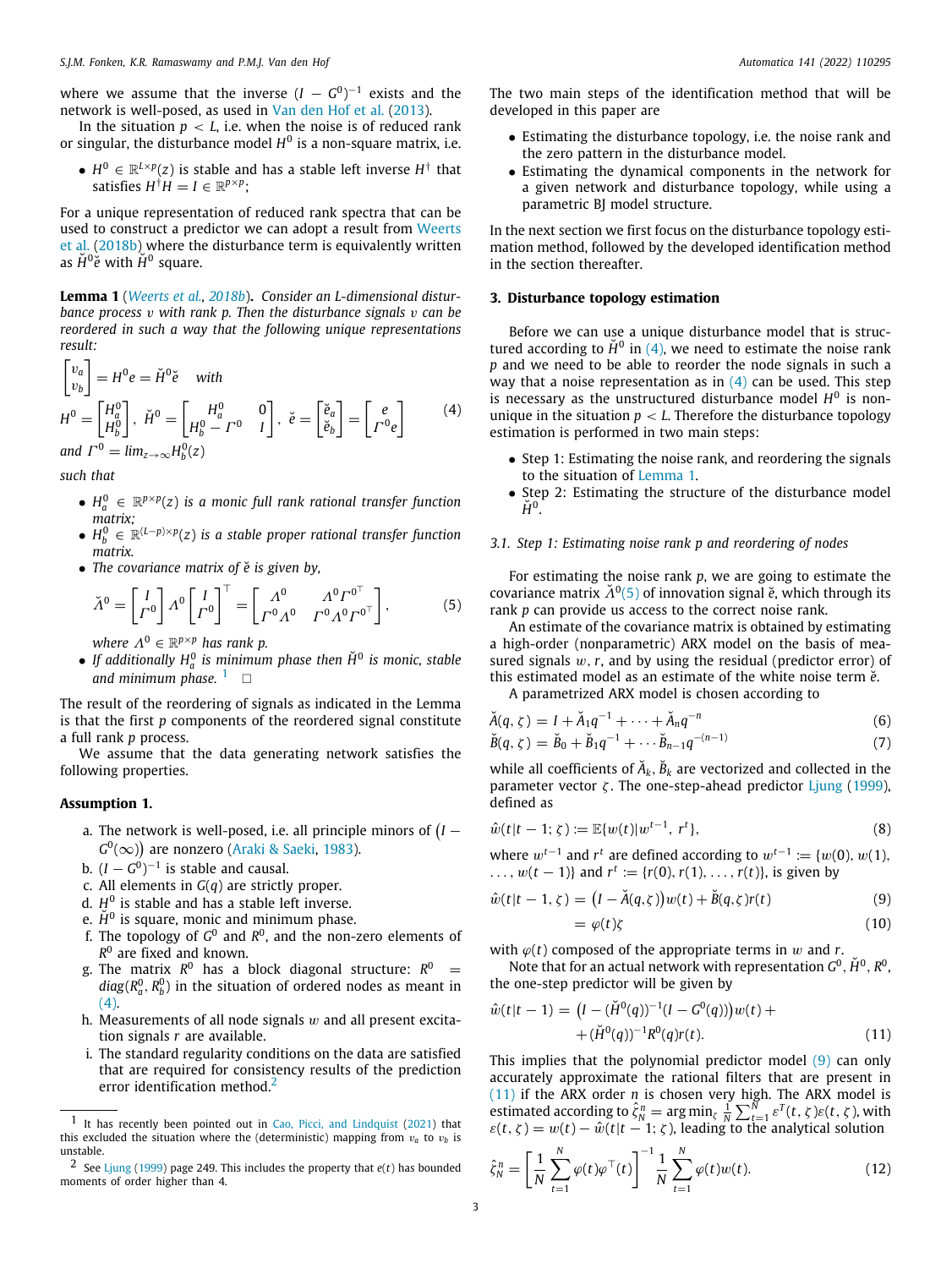where we assume that the inverse $(I - G^0)^{-1}$ exists and the network is well-posed, as used in Van den Hof et al. (2013).

In the situation $p < L$, i.e. when the noise is of reduced rank or singular, the disturbance model $H^0$ is a non-square matrix, i.e.

- $H^0 \in \mathbb{R}^{L\times p}(z)$ is stable and has a stable left inverse $H^\dagger$ that satisfies $H^\dagger H = I \in \mathbb{R}^{p\times p}$;

For a unique representation of reduced rank spectra that can be used to construct a predictor we can adopt a result from Weerts et al. (2018b) where the disturbance term is equivalently written as $\breve{H}^0 \breve{e}$ with $\breve{H}^0$ square.

**Lemma 1** (*Weerts et al., 2018b*)**.** *Consider an L-dimensional disturbance process $v$ with rank $p$. Then the disturbance signals $v$ can be reordered in such a way that the following unique representations result:*

$$\begin{bmatrix} v_a \\ v_b \end{bmatrix} = H^0 e = \breve{H}^0 \breve{e} \quad \text{with}$$

$$H^0 = \begin{bmatrix} H_a^0 \\ H_b^0 \end{bmatrix},\ \breve{H}^0 = \begin{bmatrix} H_a^0 & 0 \\ H_b^0 - \Gamma^0 & I \end{bmatrix},\ \breve{e} = \begin{bmatrix} \breve{e}_a \\ \breve{e}_b \end{bmatrix} = \begin{bmatrix} e \\ \Gamma^0 e \end{bmatrix} \tag{4}$$

*and* $\Gamma^0 = \lim_{z\to\infty} H_b^0(z)$

*such that*

- $H_a^0 \in \mathbb{R}^{p\times p}(z)$ *is a monic full rank rational transfer function matrix;*
- $H_b^0 \in \mathbb{R}^{(L-p)\times p}(z)$ *is a stable proper rational transfer function matrix.*
- *The covariance matrix of $\breve{e}$ is given by,*

$$\breve{\Lambda}^0 = \begin{bmatrix} I \\ \Gamma^0 \end{bmatrix} \Lambda^0 \begin{bmatrix} I \\ \Gamma^0 \end{bmatrix}^\top = \begin{bmatrix} \Lambda^0 & \Lambda^0 {\Gamma^0}^\top \\ \Gamma^0 \Lambda^0 & \Gamma^0 \Lambda^0 {\Gamma^0}^\top \end{bmatrix}, \tag{5}$$

  *where $\Lambda^0 \in \mathbb{R}^{p\times p}$ has rank $p$.*
- *If additionally $H_a^0$ is minimum phase then $\breve{H}^0$ is monic, stable and minimum phase.* [1] □

The result of the reordering of signals as indicated in the Lemma is that the first $p$ components of the reordered signal constitute a full rank $p$ process.

We assume that the data generating network satisfies the following properties.

**Assumption 1.**

a. The network is well-posed, i.e. all principle minors of $\big(I - G^0(\infty)\big)$ are nonzero (Araki & Saeki, 1983).
b. $(I - G^0)^{-1}$ is stable and causal.
c. All elements in $G(q)$ are strictly proper.
d. $H^0$ is stable and has a stable left inverse.
e. $\breve{H}^0$ is square, monic and minimum phase.
f. The topology of $G^0$ and $R^0$, and the non-zero elements of $R^0$ are fixed and known.
g. The matrix $R^0$ has a block diagonal structure: $R^0 = diag(R_a^0, R_b^0)$ in the situation of ordered nodes as meant in (4).
h. Measurements of all node signals $w$ and all present excitation signals $r$ are available.
i. The standard regularity conditions on the data are satisfied that are required for consistency results of the prediction error identification method.[2]

The two main steps of the identification method that will be developed in this paper are

- Estimating the disturbance topology, i.e. the noise rank and the zero pattern in the disturbance model.
- Estimating the dynamical components in the network for a given network and disturbance topology, while using a parametric BJ model structure.

In the next section we first focus on the disturbance topology estimation method, followed by the developed identification method in the section thereafter.

## 3. Disturbance topology estimation

Before we can use a unique disturbance model that is structured according to $\breve{H}^0$ in (4), we need to estimate the noise rank $p$ and we need to be able to reorder the node signals in such a way that a noise representation as in (4) can be used. This step is necessary as the unstructured disturbance model $H^0$ is non-unique in the situation $p < L$. Therefore the disturbance topology estimation is performed in two main steps:

- Step 1: Estimating the noise rank, and reordering the signals to the situation of Lemma 1.
- Step 2: Estimating the structure of the disturbance model $\breve{H}^0$.

### 3.1. Step 1: Estimating noise rank p and reordering of nodes

For estimating the noise rank $p$, we are going to estimate the covariance matrix $\breve{\Lambda}^0$(5) of innovation signal $\breve{e}$, which through its rank $p$ can provide us access to the correct noise rank.

An estimate of the covariance matrix is obtained by estimating a high-order (nonparametric) ARX model on the basis of measured signals $w, r$, and by using the residual (predictor error) of this estimated model as an estimate of the white noise term $\breve{e}$.

A parametrized ARX model is chosen according to

$$\breve{A}(q,\zeta) = I + \breve{A}_1 q^{-1} + \cdots + \breve{A}_n q^{-n} \tag{6}$$

$$\breve{B}(q,\zeta) = \breve{B}_0 + \breve{B}_1 q^{-1} + \cdots \breve{B}_{n-1} q^{-(n-1)} \tag{7}$$

while all coefficients of $\breve{A}_k$, $\breve{B}_k$ are vectorized and collected in the parameter vector $\zeta$. The one-step-ahead predictor Ljung (1999), defined as

$$\hat{w}(t|t-1;\zeta) := \mathbb{E}\{w(t)|w^{t-1},\ r^t\}, \tag{8}$$

where $w^{t-1}$ and $r^t$ are defined according to $w^{t-1} := \{w(0), w(1), \dots, w(t-1)\}$ and $r^t := \{r(0), r(1), \dots, r(t)\}$, is given by

$$\hat{w}(t|t-1,\zeta) = \big(I - \breve{A}(q,\zeta)\big) w(t) + \breve{B}(q,\zeta) r(t) \tag{9}$$

$$= \varphi(t)\zeta \tag{10}$$

with $\varphi(t)$ composed of the appropriate terms in $w$ and $r$.

Note that for an actual network with representation $G^0$, $\breve{H}^0$, $R^0$, the one-step predictor will be given by

$$\hat{w}(t|t-1) = \big(I - (\breve{H}^0(q))^{-1}(I - G^0(q))\big) w(t) + (\breve{H}^0(q))^{-1} R^0(q) r(t). \tag{11}$$

This implies that the polynomial predictor model (9) can only accurately approximate the rational filters that are present in (11) if the ARX order $n$ is chosen very high. The ARX model is estimated according to $\hat{\zeta}_N^n = \arg\min_\zeta \frac{1}{N}\sum_{t=1}^N \varepsilon^T(t,\zeta)\varepsilon(t,\zeta)$, with $\varepsilon(t,\zeta) = w(t) - \hat{w}(t|t-1;\zeta)$, leading to the analytical solution

$$\hat{\zeta}_N^n = \left[\frac{1}{N}\sum_{t=1}^N \varphi(t)\varphi^\top(t)\right]^{-1} \frac{1}{N}\sum_{t=1}^N \varphi(t) w(t). \tag{12}$$

---

[1] It has recently been pointed out in Cao, Picci, and Lindquist (2021) that this excluded the situation where the (deterministic) mapping from $v_a$ to $v_b$ is unstable.

[2] See Ljung (1999) page 249. This includes the property that $e(t)$ has bounded moments of order higher than 4.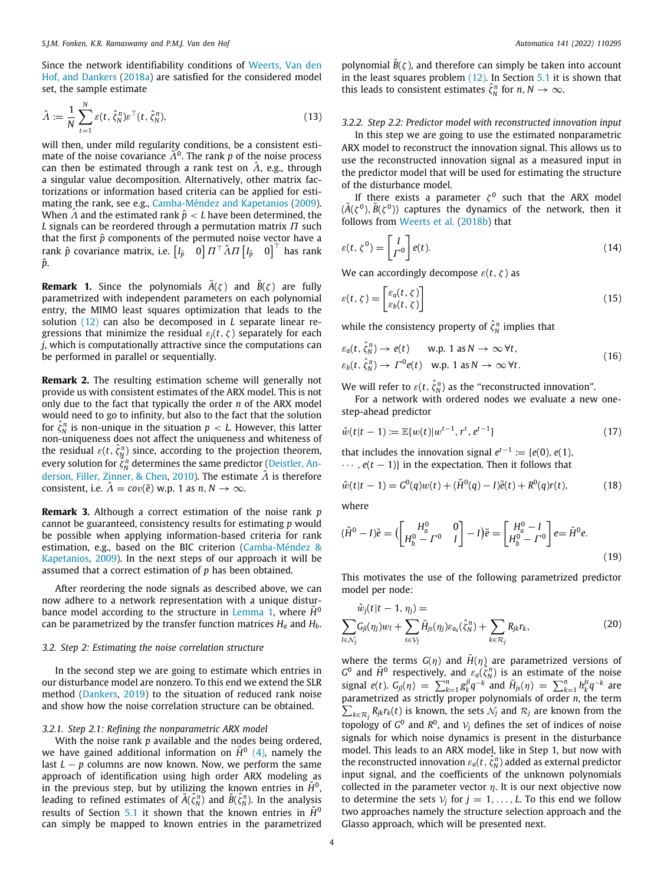Since the network identifiability conditions of Weerts, Van den Hof, and Dankers (2018a) are satisfied for the considered model set, the sample estimate

$$\hat{\Lambda} := \frac{1}{N}\sum_{t=1}^{N} \varepsilon(t, \hat{\zeta}_N^n)\varepsilon^\top(t, \hat{\zeta}_N^n), \tag{13}$$

will then, under mild regularity conditions, be a consistent estimate of the noise covariance $\breve{\Lambda}^0$. The rank $p$ of the noise process can then be estimated through a rank test on $\hat{\Lambda}$, e.g., through a singular value decomposition. Alternatively, other matrix factorizations or information based criteria can be applied for estimating the rank, see e.g., Camba-Méndez and Kapetanios (2009). When $\hat{\Lambda}$ and the estimated rank $\hat{p} < L$ have been determined, the $L$ signals can be reordered through a permutation matrix $\Pi$ such that the first $\hat{p}$ components of the permuted noise vector have a rank $\hat{p}$ covariance matrix, i.e. $\begin{bmatrix} I_{\hat{p}} & 0 \end{bmatrix} \Pi^\top \hat{\Lambda} \Pi \begin{bmatrix} I_{\hat{p}} & 0 \end{bmatrix}^\top$ has rank $\hat{p}$.

**Remark 1.** Since the polynomials $\breve{A}(\zeta)$ and $\breve{B}(\zeta)$ are fully parametrized with independent parameters on each polynomial entry, the MIMO least squares optimization that leads to the solution (12) can also be decomposed in $L$ separate linear regressions that minimize the residual $\varepsilon_j(t, \zeta)$ separately for each $j$, which is computationally attractive since the computations can be performed in parallel or sequentially.

**Remark 2.** The resulting estimation scheme will generally not provide us with consistent estimates of the ARX model. This is not only due to the fact that typically the order $n$ of the ARX model would need to go to infinity, but also to the fact that the solution for $\hat{\zeta}_N^n$ is non-unique in the situation $p < L$. However, this latter non-uniqueness does not affect the uniqueness and whiteness of the residual $\varepsilon(t, \hat{\zeta}_N^n)$ since, according to the projection theorem, every solution for $\hat{\zeta}_N^n$ determines the same predictor (Deistler, Anderson, Filler, Zinner, & Chen, 2010). The estimate $\hat{\Lambda}$ is therefore consistent, i.e. $\hat{\Lambda} = cov(\breve{e})$ w.p. 1 as $n, N \to \infty$.

**Remark 3.** Although a correct estimation of the noise rank $p$ cannot be guaranteed, consistency results for estimating $p$ would be possible when applying information-based criteria for rank estimation, e.g., based on the BIC criterion (Camba-Méndez & Kapetanios, 2009). In the next steps of our approach it will be assumed that a correct estimation of $p$ has been obtained.

After reordering the node signals as described above, we can now adhere to a network representation with a unique disturbance model according to the structure in Lemma 1, where $\breve{H}^0$ can be parametrized by the transfer function matrices $H_a$ and $H_b$.

### 3.2. Step 2: Estimating the noise correlation structure

In the second step we are going to estimate which entries in our disturbance model are nonzero. To this end we extend the SLR method (Dankers, 2019) to the situation of reduced rank noise and show how the noise correlation structure can be obtained.

#### 3.2.1. Step 2.1: Refining the nonparametric ARX model

With the noise rank $p$ available and the nodes being ordered, we have gained additional information on $\breve{H}^0$ (4), namely the last $L - p$ columns are now known. Now, we perform the same approach of identification using high order ARX modeling as in the previous step, but by utilizing the known entries in $\breve{H}^0$, leading to refined estimates of $\breve{A}(\hat{\zeta}_N^n)$ and $\breve{B}(\hat{\zeta}_N^n)$. In the analysis results of Section 5.1 it is shown that the known entries in $\breve{H}^0$ can simply be mapped to known entries in the parametrized polynomial $\breve{B}(\zeta)$, and therefore can simply be taken into account in the least squares problem (12). In Section 5.1 it is shown that this leads to consistent estimates $\hat{\zeta}_N^n$ for $n, N \to \infty$.

#### 3.2.2. Step 2.2: Predictor model with reconstructed innovation input

In this step we are going to use the estimated nonparametric ARX model to reconstruct the innovation signal. This allows us to use the reconstructed innovation signal as a measured input in the predictor model that will be used for estimating the structure of the disturbance model.

If there exists a parameter $\zeta^0$ such that the ARX model $(\breve{A}(\zeta^0), \breve{B}(\zeta^0))$ captures the dynamics of the network, then it follows from Weerts et al. (2018b) that

$$\varepsilon(t, \zeta^0) = \begin{bmatrix} I \\ \Gamma^0 \end{bmatrix} e(t). \tag{14}$$

We can accordingly decompose $\varepsilon(t, \zeta)$ as

$$\varepsilon(t, \zeta) = \begin{bmatrix} \varepsilon_a(t, \zeta) \\ \varepsilon_b(t, \zeta) \end{bmatrix} \tag{15}$$

while the consistency property of $\hat{\zeta}_N^n$ implies that

$$\begin{aligned} &\varepsilon_a(t, \hat{\zeta}_N^n) \to e(t) \qquad \text{w.p. 1 as } N \to \infty\, \forall t, \\ &\varepsilon_b(t, \hat{\zeta}_N^n) \to \Gamma^0 e(t) \quad \text{w.p. 1 as } N \to \infty\, \forall t. \end{aligned} \tag{16}$$

We will refer to $\varepsilon(t, \hat{\zeta}_N^n)$ as the "reconstructed innovation".

For a network with ordered nodes we evaluate a new one-step-ahead predictor

$$\hat{w}(t|t-1) := \mathbb{E}\{w(t)|w^{t-1}, r^t, e^{t-1}\} \tag{17}$$

that includes the innovation signal $e^{t-1} := \{e(0), e(1), \cdots, e(t-1)\}$ in the expectation. Then it follows that

$$\hat{w}(t|t-1) = G^0(q)w(t) + (\breve{H}^0(q) - I)\breve{e}(t) + R^0(q)r(t), \tag{18}$$

where

$$(\breve{H}^0 - I)\breve{e} = \left(\begin{bmatrix} H_a^0 & 0 \\ H_b^0 - \Gamma^0 & I \end{bmatrix} - I\right)\breve{e} = \begin{bmatrix} H_a^0 - I \\ H_b^0 - \Gamma^0 \end{bmatrix} e = \bar{H}^0 e. \tag{19}$$

This motivates the use of the following parametrized predictor model per node:

$$\hat{w}_j(t|t-1, \eta_j) = \sum_{l \in \mathcal{N}_j} G_{jl}(\eta_j)w_l + \sum_{s \in \mathcal{V}_j} \bar{H}_{js}(\eta_j)\varepsilon_{a_s}(\hat{\zeta}_N^n) + \sum_{k \in \mathcal{R}_j} R_{jk}r_k, \tag{20}$$

where the terms $G(\eta)$ and $\bar{H}(\eta)$ are parametrized versions of $G^0$ and $\bar{H}^0$ respectively, and $\varepsilon_a(\hat{\zeta}_N^n)$ is an estimate of the noise signal $e(t)$. $G_{jl}(\eta) = \sum_{k=1}^{n} g_k^{jl} q^{-k}$ and $\bar{H}_{js}(\eta) = \sum_{k=1}^{n} h_k^{js} q^{-k}$ are parametrized as strictly proper polynomials of order $n$, the term $\sum_{k \in \mathcal{R}_j} R_{jk}r_k(t)$ is known, the sets $\mathcal{N}_j$ and $\mathcal{R}_j$ are known from the topology of $G^0$ and $R^0$, and $\mathcal{V}_j$ defines the set of indices of noise signals for which noise dynamics is present in the disturbance model. This leads to an ARX model, like in Step 1, but now with the reconstructed innovation $\varepsilon_a(t, \hat{\zeta}_N^n)$ added as external predictor input signal, and the coefficients of the unknown polynomials collected in the parameter vector $\eta$. It is our next objective now to determine the sets $\mathcal{V}_j$ for $j = 1, \ldots, L$. To this end we follow two approaches namely the structure selection approach and the Glasso approach, which will be presented next.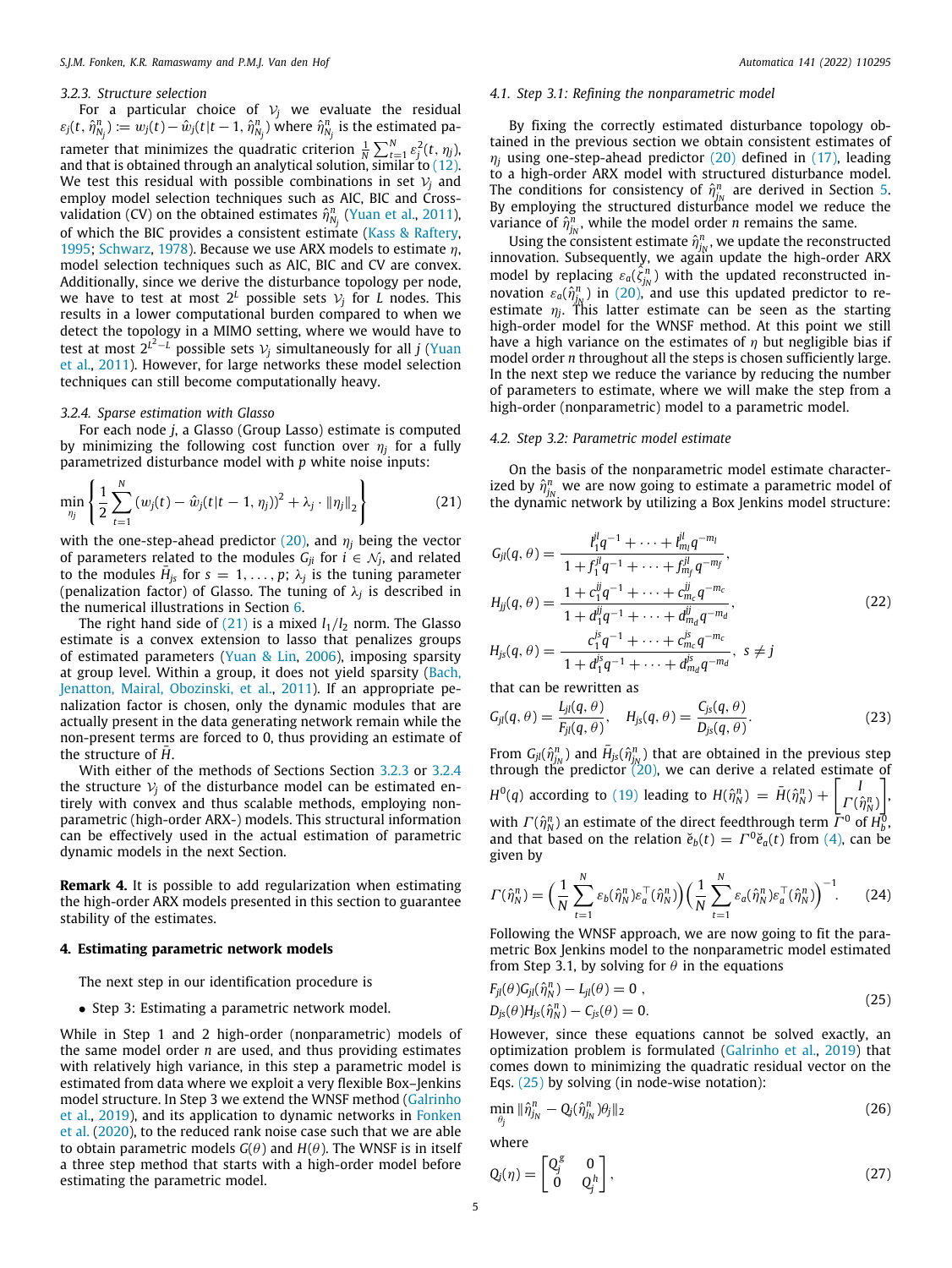### 3.2.3. Structure selection

For a particular choice of $\mathcal{V}_j$ we evaluate the residual $\varepsilon_j(t, \hat{\eta}^n_{N_j}) := w_j(t) - \hat{w}_j(t|t-1, \hat{\eta}^n_{N_j})$ where $\hat{\eta}^n_{N_j}$ is the estimated parameter that minimizes the quadratic criterion $\frac{1}{N}\sum_{t=1}^{N}\varepsilon_j^2(t, \eta_j)$, and that is obtained through an analytical solution, similar to (12). We test this residual with possible combinations in set $\mathcal{V}_j$ and employ model selection techniques such as AIC, BIC and Cross-validation (CV) on the obtained estimates $\hat{\eta}^n_{N_j}$ (Yuan et al., 2011), of which the BIC provides a consistent estimate (Kass & Raftery, 1995; Schwarz, 1978). Because we use ARX models to estimate $\eta$, model selection techniques such as AIC, BIC and CV are convex. Additionally, since we derive the disturbance topology per node, we have to test at most $2^L$ possible sets $\mathcal{V}_j$ for $L$ nodes. This results in a lower computational burden compared to when we detect the topology in a MIMO setting, where we would have to test at most $2^{L^2-L}$ possible sets $\mathcal{V}_j$ simultaneously for all $j$ (Yuan et al., 2011). However, for large networks these model selection techniques can still become computationally heavy.

### 3.2.4. Sparse estimation with Glasso

For each node $j$, a Glasso (Group Lasso) estimate is computed by minimizing the following cost function over $\eta_j$ for a fully parametrized disturbance model with $p$ white noise inputs:

$$\min_{\eta_j}\left\{\frac{1}{2}\sum_{t=1}^{N}(w_j(t) - \hat{w}_j(t|t-1,\eta_j))^2 + \lambda_j \cdot \|\eta_j\|_2\right\} \tag{21}$$

with the one-step-ahead predictor (20), and $\eta_j$ being the vector of parameters related to the modules $G_{ji}$ for $i \in \mathcal{N}_j$, and related to the modules $\bar{H}_{js}$ for $s = 1, \ldots, p$; $\lambda_j$ is the tuning parameter (penalization factor) of Glasso. The tuning of $\lambda_j$ is described in the numerical illustrations in Section 6.

The right hand side of (21) is a mixed $l_1/l_2$ norm. The Glasso estimate is a convex extension to lasso that penalizes groups of estimated parameters (Yuan & Lin, 2006), imposing sparsity at group level. Within a group, it does not yield sparsity (Bach, Jenatton, Mairal, Obozinski, et al., 2011). If an appropriate penalization factor is chosen, only the dynamic modules that are actually present in the data generating network remain while the non-present terms are forced to 0, thus providing an estimate of the structure of $\bar{H}$.

With either of the methods of Sections Section 3.2.3 or 3.2.4 the structure $\mathcal{V}_j$ of the disturbance model can be estimated entirely with convex and thus scalable methods, employing nonparametric (high-order ARX-) models. This structural information can be effectively used in the actual estimation of parametric dynamic models in the next Section.

**Remark 4.** It is possible to add regularization when estimating the high-order ARX models presented in this section to guarantee stability of the estimates.

## 4. Estimating parametric network models

The next step in our identification procedure is

- Step 3: Estimating a parametric network model.

While in Step 1 and 2 high-order (nonparametric) models of the same model order $n$ are used, and thus providing estimates with relatively high variance, in this step a parametric model is estimated from data where we exploit a very flexible Box–Jenkins model structure. In Step 3 we extend the WNSF method (Galrinho et al., 2019), and its application to dynamic networks in Fonken et al. (2020), to the reduced rank noise case such that we are able to obtain parametric models $G(\theta)$ and $H(\theta)$. The WNSF is in itself a three step method that starts with a high-order model before estimating the parametric model.

### 4.1. Step 3.1: Refining the nonparametric model

By fixing the correctly estimated disturbance topology obtained in the previous section we obtain consistent estimates of $\eta_j$ using one-step-ahead predictor (20) defined in (17), leading to a high-order ARX model with structured disturbance model. The conditions for consistency of $\hat{\eta}^n_{jN}$ are derived in Section 5. By employing the structured disturbance model we reduce the variance of $\hat{\eta}^n_{jN}$, while the model order $n$ remains the same.

Using the consistent estimate $\hat{\eta}^n_{jN}$, we update the reconstructed innovation. Subsequently, we again update the high-order ARX model by replacing $\varepsilon_a(\hat{\zeta}^n_{jN})$ with the updated reconstructed innovation $\varepsilon_a(\hat{\eta}^n_{jN})$ in (20), and use this updated predictor to re-estimate $\eta_j$. This latter estimate can be seen as the starting high-order model for the WNSF method. At this point we still have a high variance on the estimates of $\eta$ but negligible bias if model order $n$ throughout all the steps is chosen sufficiently large. In the next step we reduce the variance by reducing the number of parameters to estimate, where we will make the step from a high-order (nonparametric) model to a parametric model.

### 4.2. Step 3.2: Parametric model estimate

On the basis of the nonparametric model estimate characterized by $\hat{\eta}^n_{jN}$ we are now going to estimate a parametric model of the dynamic network by utilizing a Box Jenkins model structure:

$$\begin{aligned}
G_{jl}(q,\theta) &= \frac{l_1^{jl}q^{-1} + \cdots + l_{m_l}^{jl}q^{-m_l}}{1 + f_1^{jl}q^{-1} + \cdots + f_{m_f}^{jl}q^{-m_f}},\\
H_{jj}(q,\theta) &= \frac{1 + c_1^{jj}q^{-1} + \cdots + c_{m_c}^{jj}q^{-m_c}}{1 + d_1^{jj}q^{-1} + \cdots + d_{m_d}^{jj}q^{-m_d}},\\
H_{js}(q,\theta) &= \frac{c_1^{js}q^{-1} + \cdots + c_{m_c}^{js}q^{-m_c}}{1 + d_1^{js}q^{-1} + \cdots + d_{m_d}^{js}q^{-m_d}},\ s \neq j
\end{aligned} \tag{22}$$

that can be rewritten as

$$G_{jl}(q,\theta) = \frac{L_{jl}(q,\theta)}{F_{jl}(q,\theta)}, \quad H_{js}(q,\theta) = \frac{C_{js}(q,\theta)}{D_{js}(q,\theta)}. \tag{23}$$

From $G_{jl}(\hat{\eta}^n_{jN})$ and $\bar{H}_{js}(\hat{\eta}^n_{jN})$ that are obtained in the previous step through the predictor (20), we can derive a related estimate of $H^0(q)$ according to (19) leading to $H(\hat{\eta}^n_N) = \bar{H}(\hat{\eta}^n_N) + \begin{bmatrix} I \\ \Gamma(\hat{\eta}^n_N)\end{bmatrix}$, with $\Gamma(\hat{\eta}^n_N)$ an estimate of the direct feedthrough term $\Gamma^0$ of $H_b^0$, and that based on the relation $\breve{e}_b(t) = \Gamma^0\breve{e}_a(t)$ from (4), can be given by

$$\Gamma(\hat{\eta}^n_N) = \left(\frac{1}{N}\sum_{t=1}^{N}\varepsilon_b(\hat{\eta}^n_N)\varepsilon_a^\top(\hat{\eta}^n_N)\right)\left(\frac{1}{N}\sum_{t=1}^{N}\varepsilon_a(\hat{\eta}^n_N)\varepsilon_a^\top(\hat{\eta}^n_N)\right)^{-1}. \tag{24}$$

Following the WNSF approach, we are now going to fit the parametric Box Jenkins model to the nonparametric model estimated from Step 3.1, by solving for $\theta$ in the equations

$$\begin{aligned}
F_{jl}(\theta)G_{jl}(\hat{\eta}^n_N) - L_{jl}(\theta) &= 0\ ,\\
D_{js}(\theta)H_{js}(\hat{\eta}^n_N) - C_{js}(\theta) &= 0.
\end{aligned} \tag{25}$$

However, since these equations cannot be solved exactly, an optimization problem is formulated (Galrinho et al., 2019) that comes down to minimizing the quadratic residual vector on the Eqs. (25) by solving (in node-wise notation):

$$\min_{\theta_j}\|\hat{\eta}^n_{jN} - Q_j(\hat{\eta}^n_{jN})\theta_j\|_2 \tag{26}$$

where

$$Q_j(\eta) = \begin{bmatrix} Q_j^g & 0 \\ 0 & Q_j^h \end{bmatrix}, \tag{27}$$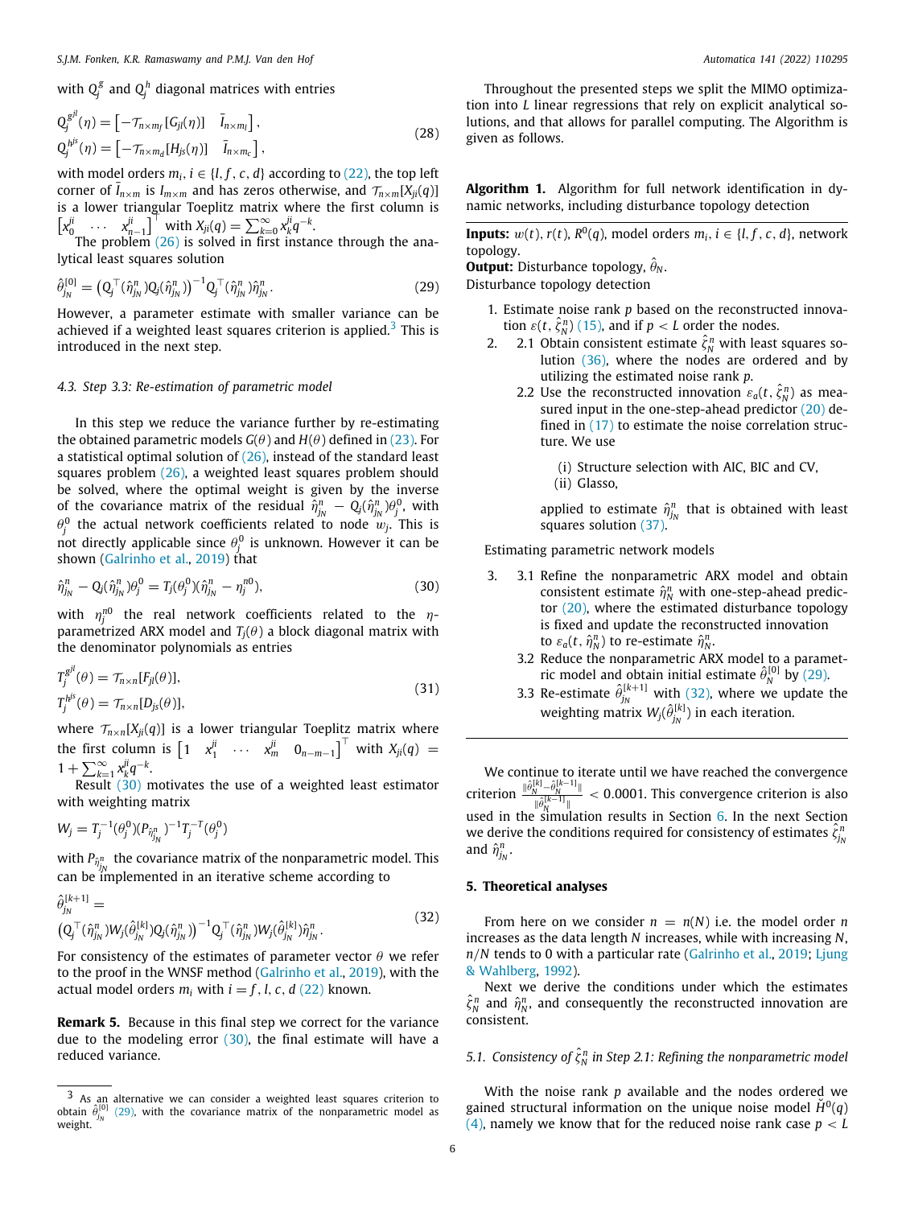with $Q_j^g$ and $Q_j^h$ diagonal matrices with entries

$$
\begin{aligned}
Q_j^{g^{jl}}(\eta) &= \begin{bmatrix} -\mathcal{T}_{n\times m_f}[G_{jl}(\eta)] & \bar{I}_{n\times m_l} \end{bmatrix}, \\
Q_j^{h^{js}}(\eta) &= \begin{bmatrix} -\mathcal{T}_{n\times m_d}[H_{js}(\eta)] & \bar{I}_{n\times m_c} \end{bmatrix},
\end{aligned}
\tag{28}
$$

with model orders $m_i$, $i \in \{l, f, c, d\}$ according to (22), the top left corner of $\bar{I}_{n\times m}$ is $I_{m\times m}$ and has zeros otherwise, and $\mathcal{T}_{n\times m}[X_{ji}(q)]$ is a lower triangular Toeplitz matrix where the first column is $\begin{bmatrix} x_0^{ji} & \cdots & x_{n-1}^{ji} \end{bmatrix}^\top$ with $X_{ji}(q) = \sum_{k=0}^{\infty} x_k^{ji} q^{-k}$.

The problem (26) is solved in first instance through the analytical least squares solution

$$
\hat{\theta}_{jN}^{[0]} = \left( Q_j^\top(\hat{\eta}_{jN}^n) Q_j(\hat{\eta}_{jN}^n) \right)^{-1} Q_j^\top(\hat{\eta}_{jN}^n) \hat{\eta}_{jN}^n. \tag{29}
$$

However, a parameter estimate with smaller variance can be achieved if a weighted least squares criterion is applied.[3] This is introduced in the next step.

### 4.3. Step 3.3: Re-estimation of parametric model

In this step we reduce the variance further by re-estimating the obtained parametric models $G(\theta)$ and $H(\theta)$ defined in (23). For a statistical optimal solution of (26), instead of the standard least squares problem (26), a weighted least squares problem should be solved, where the optimal weight is given by the inverse of the covariance matrix of the residual $\hat{\eta}_{jN}^n - Q_j(\hat{\eta}_{jN}^n)\theta_j^0$, with $\theta_j^0$ the actual network coefficients related to node $w_j$. This is not directly applicable since $\theta_j^0$ is unknown. However it can be shown (Galrinho et al., 2019) that

$$
\hat{\eta}_{jN}^n - Q_j(\hat{\eta}_{jN}^n)\theta_j^0 = T_j(\theta_j^0)(\hat{\eta}_{jN}^n - \eta_j^{n0}), \tag{30}
$$

with $\eta_j^{n0}$ the real network coefficients related to the $\eta$-parametrized ARX model and $T_j(\theta)$ a block diagonal matrix with the denominator polynomials as entries

$$
\begin{aligned}
T_j^{g^{jl}}(\theta) &= \mathcal{T}_{n\times n}[F_{jl}(\theta)], \\
T_j^{h^{js}}(\theta) &= \mathcal{T}_{n\times n}[D_{js}(\theta)],
\end{aligned}
\tag{31}
$$

where $\mathcal{T}_{n\times n}[X_{ji}(q)]$ is a lower triangular Toeplitz matrix where the first column is $\begin{bmatrix} 1 & x_1^{ji} & \cdots & x_m^{ji} & 0_{n-m-1} \end{bmatrix}^\top$ with $X_{ji}(q) = 1 + \sum_{k=1}^{\infty} x_k^{ji} q^{-k}$.

Result (30) motivates the use of a weighted least estimator with weighting matrix

$$
W_j = T_j^{-1}(\theta_j^0)(P_{\hat{\eta}_{jN}^n})^{-1} T_j^{-T}(\theta_j^0)
$$

with $P_{\hat{\eta}_{jN}^n}$ the covariance matrix of the nonparametric model. This can be implemented in an iterative scheme according to

$$
\begin{aligned}
&\hat{\theta}_{jN}^{[k+1]} = \\
&\left( Q_j^\top(\hat{\eta}_{jN}^n) W_j(\hat{\theta}_{jN}^{[k]}) Q_j(\hat{\eta}_{jN}^n) \right)^{-1} Q_j^\top(\hat{\eta}_{jN}^n) W_j(\hat{\theta}_{jN}^{[k]}) \hat{\eta}_{jN}^n.
\end{aligned}
\tag{32}
$$

For consistency of the estimates of parameter vector $\theta$ we refer to the proof in the WNSF method (Galrinho et al., 2019), with the actual model orders $m_i$ with $i = f, l, c, d$ (22) known.

**Remark 5.** Because in this final step we correct for the variance due to the modeling error (30), the final estimate will have a reduced variance.

[3] As an alternative we can consider a weighted least squares criterion to obtain $\hat{\theta}_{jN}^{[0]}$ (29), with the covariance matrix of the nonparametric model as weight.

Throughout the presented steps we split the MIMO optimization into $L$ linear regressions that rely on explicit analytical solutions, and that allows for parallel computing. The Algorithm is given as follows.

---

**Algorithm 1.** Algorithm for full network identification in dynamic networks, including disturbance topology detection

---

**Inputs:** $w(t)$, $r(t)$, $R^0(q)$, model orders $m_i$, $i \in \{l, f, c, d\}$, network topology.
**Output:** Disturbance topology, $\hat{\theta}_N$.
Disturbance topology detection

1. Estimate noise rank $p$ based on the reconstructed innovation $\varepsilon(t, \hat{\zeta}_N^n)$ (15), and if $p < L$ order the nodes.
2. 
   - 2.1 Obtain consistent estimate $\hat{\zeta}_N^n$ with least squares solution (36), where the nodes are ordered and by utilizing the estimated noise rank $p$.
   - 2.2 Use the reconstructed innovation $\varepsilon_a(t, \hat{\zeta}_N^n)$ as measured input in the one-step-ahead predictor (20) defined in (17) to estimate the noise correlation structure. We use
     - (i) Structure selection with AIC, BIC and CV,
     - (ii) Glasso,

     applied to estimate $\hat{\eta}_{jN}^n$ that is obtained with least squares solution (37).

Estimating parametric network models

3. 
   - 3.1 Refine the nonparametric ARX model and obtain consistent estimate $\hat{\eta}_N^n$ with one-step-ahead predictor (20), where the estimated disturbance topology is fixed and update the reconstructed innovation to $\varepsilon_a(t, \hat{\eta}_N^n)$ to re-estimate $\hat{\eta}_N^n$.
   - 3.2 Reduce the nonparametric ARX model to a parametric model and obtain initial estimate $\hat{\theta}_N^{[0]}$ by (29).
   - 3.3 Re-estimate $\hat{\theta}_{jN}^{[k+1]}$ with (32), where we update the weighting matrix $W_j(\hat{\theta}_{jN}^{[k]})$ in each iteration.

---

We continue to iterate until we have reached the convergence criterion $\frac{\|\hat{\theta}_N^{[k]} - \hat{\theta}_N^{[k-1]}\|}{\|\hat{\theta}_N^{[k-1]}\|} < 0.0001$. This convergence criterion is also used in the simulation results in Section 6. In the next Section we derive the conditions required for consistency of estimates $\hat{\zeta}_{jN}^n$ and $\hat{\eta}_{jN}^n$.

## 5. Theoretical analyses

From here on we consider $n = n(N)$ i.e. the model order $n$ increases as the data length $N$ increases, while with increasing $N$, $n/N$ tends to 0 with a particular rate (Galrinho et al., 2019; Ljung & Wahlberg, 1992).

Next we derive the conditions under which the estimates $\hat{\zeta}_N^n$ and $\hat{\eta}_N^n$, and consequently the reconstructed innovation are consistent.

### 5.1. Consistency of $\hat{\zeta}_N^n$ in Step 2.1: Refining the nonparametric model

With the noise rank $p$ available and the nodes ordered we gained structural information on the unique noise model $\breve{H}^0(q)$ (4), namely we know that for the reduced noise rank case $p < L$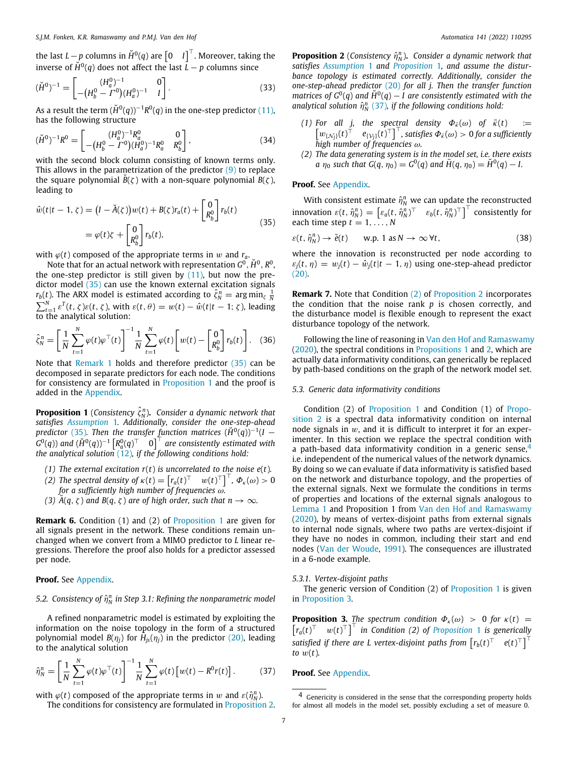the last $L-p$ columns in $\breve{H}^0(q)$ are $\begin{bmatrix} 0 & I \end{bmatrix}^\top$. Moreover, taking the inverse of $\breve{H}^0(q)$ does not affect the last $L-p$ columns since

$$(\breve{H}^0)^{-1} = \begin{bmatrix} (H_a^0)^{-1} & 0 \\ -(H_b^0 - \Gamma^0)(H_a^0)^{-1} & I \end{bmatrix}. \tag{33}$$

As a result the term $(\breve{H}^0(q))^{-1}R^0(q)$ in the one-step predictor (11), has the following structure

$$(\breve{H}^0)^{-1}R^0 = \begin{bmatrix} (H_a^0)^{-1}R_a^0 & 0 \\ -(H_b^0 - \Gamma^0)(H_a^0)^{-1}R_a^0 & R_b^0 \end{bmatrix}, \tag{34}$$

with the second block column consisting of known terms only. This allows in the parametrization of the predictor (9) to replace the square polynomial $\breve{B}(\zeta)$ with a non-square polynomial $B(\zeta)$, leading to

$$\begin{aligned} \hat{w}(t|t-1,\zeta) &= \big(I - \breve{A}(\zeta)\big)w(t) + B(\zeta)r_a(t) + \begin{bmatrix} 0 \\ R_b^0 \end{bmatrix} r_b(t) \\ &= \varphi(t)\zeta + \begin{bmatrix} 0 \\ R_b^0 \end{bmatrix} r_b(t), \end{aligned} \tag{35}$$

with $\varphi(t)$ composed of the appropriate terms in $w$ and $r_a$.

Note that for an actual network with representation $G^0, \breve{H}^0, R^0$, the one-step predictor is still given by (11), but now the predictor model (35) can use the known external excitation signals $r_b(t)$. The ARX model is estimated according to $\hat{\zeta}_N^n = \arg\min_\zeta \frac{1}{N}\sum_{t=1}^N \varepsilon^T(t,\zeta)\varepsilon(t,\zeta)$, with $\varepsilon(t,\theta) = w(t) - \hat{w}(t|t-1;\zeta)$, leading to the analytical solution:

$$\hat{\zeta}_N^n = \left[\frac{1}{N}\sum_{t=1}^N \varphi(t)\varphi^\top(t)\right]^{-1} \frac{1}{N}\sum_{t=1}^N \varphi(t)\left[w(t) - \begin{bmatrix} 0 \\ R_b^0 \end{bmatrix} r_b(t)\right]. \tag{36}$$

Note that Remark 1 holds and therefore predictor (35) can be decomposed in separate predictors for each node. The conditions for consistency are formulated in Proposition 1 and the proof is added in the Appendix.

**Proposition 1** (*Consistency $\hat{\zeta}_N^n$*). *Consider a dynamic network that satisfies Assumption 1. Additionally, consider the one-step-ahead predictor (35). Then the transfer function matrices $(\breve{H}^0(q))^{-1}(I - G^0(q))$ and $(\breve{H}^0(q))^{-1}\begin{bmatrix} R_a^0(q)^\top & 0 \end{bmatrix}^\top$ are consistently estimated with the analytical solution (12), if the following conditions hold:*

*(1) The external excitation $r(t)$ is uncorrelated to the noise $e(t)$.*

*(2) The spectral density of $\kappa(t) = \begin{bmatrix} r_a(t)^\top & w(t)^\top \end{bmatrix}^\top$, $\Phi_\kappa(\omega) > 0$ for a sufficiently high number of frequencies $\omega$.*

*(3) $\breve{A}(q,\zeta)$ and $B(q,\zeta)$ are of high order, such that $n \to \infty$.*

**Remark 6.** Condition (1) and (2) of Proposition 1 are given for all signals present in the network. These conditions remain unchanged when we convert from a MIMO predictor to $L$ linear regressions. Therefore the proof also holds for a predictor assessed per node.

**Proof.** See Appendix.

### 5.2. Consistency of $\hat{\eta}_N^n$ in Step 3.1: Refining the nonparametric model

A refined nonparametric model is estimated by exploiting the information on the noise topology in the form of a structured polynomial model $B(\eta_j)$ for $\bar{H}_{js}(\eta_j)$ in the predictor (20), leading to the analytical solution

$$\hat{\eta}_N^n = \left[\frac{1}{N}\sum_{t=1}^N \varphi(t)\varphi^\top(t)\right]^{-1} \frac{1}{N}\sum_{t=1}^N \varphi(t)\left[w(t) - R^0 r(t)\right]. \tag{37}$$

with $\varphi(t)$ composed of the appropriate terms in $w$ and $\varepsilon(\hat{\eta}_N^n)$.

The conditions for consistency are formulated in Proposition 2.

**Proposition 2** (*Consistency $\hat{\eta}_N^n$*). *Consider a dynamic network that satisfies Assumption 1 and Proposition 1, and assume the disturbance topology is estimated correctly. Additionally, consider the one-step-ahead predictor (20) for all j. Then the transfer function matrices of $G^0(q)$ and $\breve{H}^0(q) - I$ are consistently estimated with the analytical solution $\hat{\eta}_N^n$ (37), if the following conditions hold:*

*(1) For all j, the spectral density $\Phi_{\bar{\kappa}}(\omega)$ of $\bar{\kappa}(t) := \begin{bmatrix} w_{\{\mathcal{N}_j\}}(t)^\top & e_{\{\mathcal{V}_j\}}(t)^\top \end{bmatrix}^\top$, satisfies $\Phi_{\bar{\kappa}}(\omega) > 0$ for a sufficiently high number of frequencies $\omega$.*

*(2) The data generating system is in the model set, i.e. there exists a $\eta_0$ such that $G(q,\eta_0) = G^0(q)$ and $\bar{H}(q,\eta_0) = \breve{H}^0(q) - I$.*

**Proof.** See Appendix.

With consistent estimate $\hat{\eta}_N^n$ we can update the reconstructed innovation $\varepsilon(t,\hat{\eta}_N^n) = \begin{bmatrix} \varepsilon_a(t,\hat{\eta}_N^n)^\top & \varepsilon_b(t,\hat{\eta}_N^n)^\top \end{bmatrix}^\top$ consistently for each time step $t = 1,\dots,N$

$$\varepsilon(t,\hat{\eta}_N^n) \to \breve{e}(t) \qquad \text{w.p. 1 as } N \to \infty \,\forall t, \tag{38}$$

where the innovation is reconstructed per node according to $\varepsilon_j(t,\eta) = w_j(t) - \hat{w}_j(t|t-1,\eta)$ using one-step-ahead predictor (20).

**Remark 7.** Note that Condition (2) of Proposition 2 incorporates the condition that the noise rank $p$ is chosen correctly, and the disturbance model is flexible enough to represent the exact disturbance topology of the network.

Following the line of reasoning in Van den Hof and Ramaswamy (2020), the spectral conditions in Propositions 1 and 2, which are actually data informativity conditions, can generically be replaced by path-based conditions on the graph of the network model set.

### 5.3. Generic data informativity conditions

Condition (2) of Proposition 1 and Condition (1) of Proposition 2 is a spectral data informativity condition on internal node signals in $w$, and it is difficult to interpret it for an experimenter. In this section we replace the spectral condition with a path-based data informativity condition in a generic sense,[4] i.e. independent of the numerical values of the network dynamics. By doing so we can evaluate if data informativity is satisfied based on the network and disturbance topology, and the properties of the external signals. Next we formulate the conditions in terms of properties and locations of the external signals analogous to Lemma 1 and Proposition 1 from Van den Hof and Ramaswamy (2020), by means of vertex-disjoint paths from external signals to internal node signals, where two paths are vertex-disjoint if they have no nodes in common, including their start and end nodes (Van der Woude, 1991). The consequences are illustrated in a 6-node example.

#### 5.3.1. Vertex-disjoint paths

The generic version of Condition (2) of Proposition 1 is given in Proposition 3.

**Proposition 3.** *The spectrum condition $\Phi_\kappa(\omega) > 0$ for $\kappa(t) = \begin{bmatrix} r_a(t)^\top & w(t)^\top \end{bmatrix}^\top$ in Condition (2) of Proposition 1 is generically satisfied if there are L vertex-disjoint paths from $\begin{bmatrix} r_b(t)^\top & e(t)^\top \end{bmatrix}^\top$ to $w(t)$.*

**Proof.** See Appendix.

[4] Genericity is considered in the sense that the corresponding property holds for almost all models in the model set, possibly excluding a set of measure 0.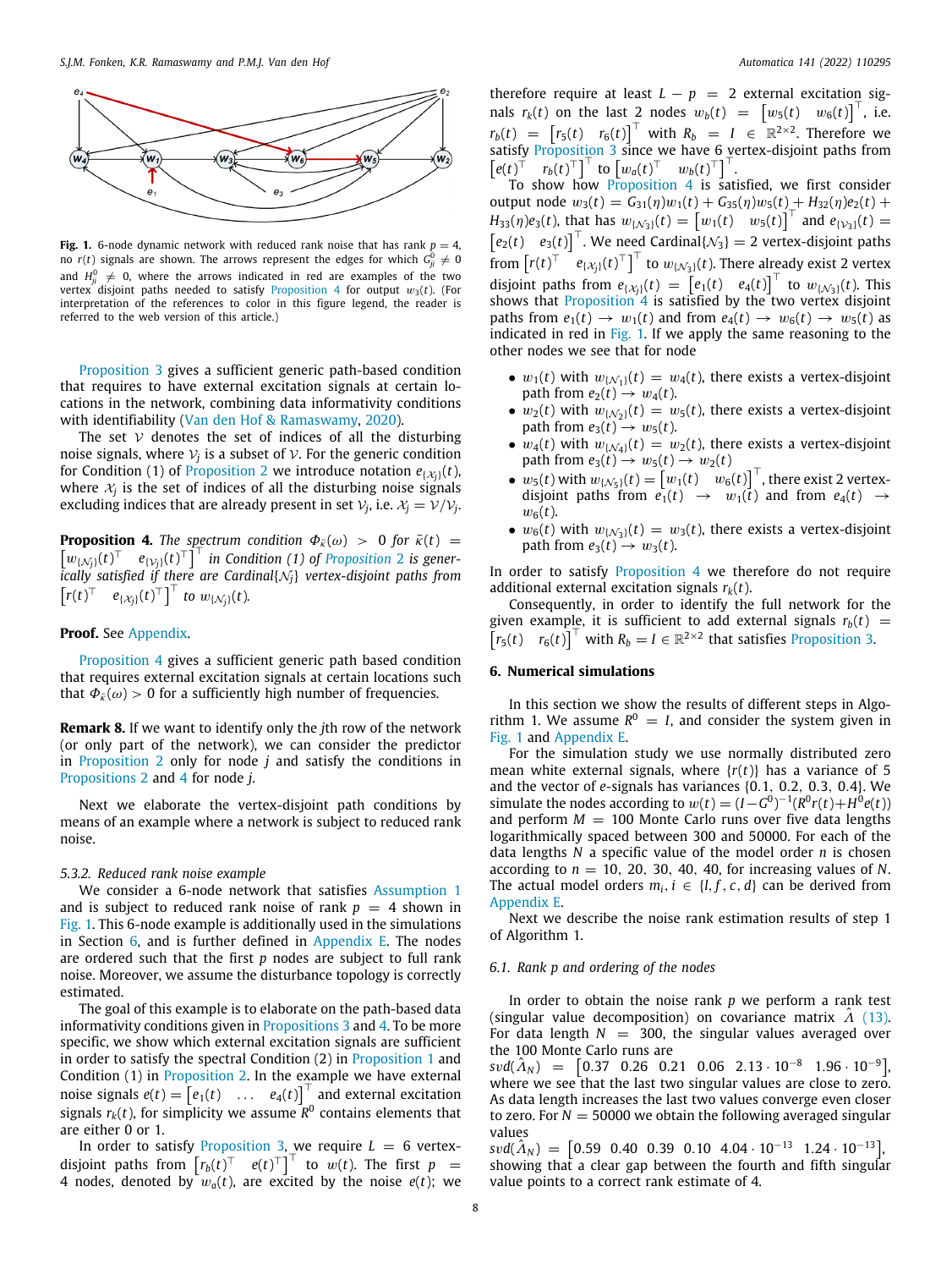**Fig. 1.** 6-node dynamic network with reduced rank noise that has rank $p = 4$, no $r(t)$ signals are shown. The arrows represent the edges for which $G^0_{ji} \neq 0$ and $H^0_{ji} \neq 0$, where the arrows indicated in red are examples of the two vertex disjoint paths needed to satisfy Proposition 4 for output $w_3(t)$. (For interpretation of the references to color in this figure legend, the reader is referred to the web version of this article.)

Proposition 3 gives a sufficient generic path-based condition that requires to have external excitation signals at certain locations in the network, combining data informativity conditions with identifiability (Van den Hof & Ramaswamy, 2020).

The set $\mathcal{V}$ denotes the set of indices of all the disturbing noise signals, where $\mathcal{V}_j$ is a subset of $\mathcal{V}$. For the generic condition for Condition (1) of Proposition 2 we introduce notation $e_{\{\mathcal{X}_j\}}(t)$, where $\mathcal{X}_j$ is the set of indices of all the disturbing noise signals excluding indices that are already present in set $\mathcal{V}_j$, i.e. $\mathcal{X}_j = \mathcal{V}/\mathcal{V}_j$.

**Proposition 4.** *The spectrum condition $\Phi_{\bar{\kappa}}(\omega) > 0$ for $\bar{\kappa}(t) = \begin{bmatrix} w_{\{\mathcal{N}_j\}}(t)^\top & e_{\{\mathcal{V}_j\}}(t)^\top \end{bmatrix}^\top$ in Condition (1) of Proposition 2 is generically satisfied if there are Cardinal$\{\mathcal{N}_j\}$ vertex-disjoint paths from $\begin{bmatrix} r(t)^\top & e_{\{\mathcal{X}_j\}}(t)^\top \end{bmatrix}^\top$ to $w_{\{\mathcal{N}_j\}}(t)$.*

**Proof.** See Appendix.

Proposition 4 gives a sufficient generic path based condition that requires external excitation signals at certain locations such that $\Phi_{\bar{\kappa}}(\omega) > 0$ for a sufficiently high number of frequencies.

**Remark 8.** If we want to identify only the $j$th row of the network (or only part of the network), we can consider the predictor in Proposition 2 only for node $j$ and satisfy the conditions in Propositions 2 and 4 for node $j$.

Next we elaborate the vertex-disjoint path conditions by means of an example where a network is subject to reduced rank noise.

*5.3.2. Reduced rank noise example*

We consider a 6-node network that satisfies Assumption 1 and is subject to reduced rank noise of rank $p = 4$ shown in Fig. 1. This 6-node example is additionally used in the simulations in Section 6, and is further defined in Appendix E. The nodes are ordered such that the first $p$ nodes are subject to full rank noise. Moreover, we assume the disturbance topology is correctly estimated.

The goal of this example is to elaborate on the path-based data informativity conditions given in Propositions 3 and 4. To be more specific, we show which external excitation signals are sufficient in order to satisfy the spectral Condition (2) in Proposition 1 and Condition (1) in Proposition 2. In the example we have external noise signals $e(t) = \begin{bmatrix} e_1(t) & \dots & e_4(t) \end{bmatrix}^\top$ and external excitation signals $r_k(t)$, for simplicity we assume $R^0$ contains elements that are either 0 or 1.

In order to satisfy Proposition 3, we require $L = 6$ vertex-disjoint paths from $\begin{bmatrix} r_b(t)^\top & e(t)^\top \end{bmatrix}^\top$ to $w(t)$. The first $p = 4$ nodes, denoted by $w_a(t)$, are excited by the noise $e(t)$; we therefore require at least $L - p = 2$ external excitation signals $r_k(t)$ on the last 2 nodes $w_b(t) = \begin{bmatrix} w_5(t) & w_6(t) \end{bmatrix}^\top$, i.e. $r_b(t) = \begin{bmatrix} r_5(t) & r_6(t) \end{bmatrix}^\top$ with $R_b = I \in \mathbb{R}^{2\times 2}$. Therefore we satisfy Proposition 3 since we have 6 vertex-disjoint paths from $\begin{bmatrix} e(t)^\top & r_b(t)^\top \end{bmatrix}^\top$ to $\begin{bmatrix} w_a(t)^\top & w_b(t)^\top \end{bmatrix}^\top$.

To show how Proposition 4 is satisfied, we first consider output node $w_3(t) = G_{31}(\eta)w_1(t) + G_{35}(\eta)w_5(t) + H_{32}(\eta)e_2(t) + H_{33}(\eta)e_3(t)$, that has $w_{\{\mathcal{N}_3\}}(t) = \begin{bmatrix} w_1(t) & w_5(t) \end{bmatrix}^\top$ and $e_{\{\mathcal{V}_3\}}(t) = \begin{bmatrix} e_2(t) & e_3(t) \end{bmatrix}^\top$. We need Cardinal$\{\mathcal{N}_3\} = 2$ vertex-disjoint paths from $\begin{bmatrix} r(t)^\top & e_{\{\mathcal{X}_j\}}(t)^\top \end{bmatrix}^\top$ to $w_{\{\mathcal{N}_3\}}(t)$. There already exist 2 vertex disjoint paths from $e_{\{\mathcal{X}_j\}}(t) = \begin{bmatrix} e_1(t) & e_4(t) \end{bmatrix}^\top$ to $w_{\{\mathcal{N}_3\}}(t)$. This shows that Proposition 4 is satisfied by the two vertex disjoint paths from $e_1(t) \to w_1(t)$ and from $e_4(t) \to w_6(t) \to w_5(t)$ as indicated in red in Fig. 1. If we apply the same reasoning to the other nodes we see that for node

- $w_1(t)$ with $w_{\{\mathcal{N}_1\}}(t) = w_4(t)$, there exists a vertex-disjoint path from $e_2(t) \to w_4(t)$.
- $w_2(t)$ with $w_{\{\mathcal{N}_2\}}(t) = w_5(t)$, there exists a vertex-disjoint path from $e_3(t) \to w_5(t)$.
- $w_4(t)$ with $w_{\{\mathcal{N}_4\}}(t) = w_2(t)$, there exists a vertex-disjoint path from $e_3(t) \to w_5(t) \to w_2(t)$
- $w_5(t)$ with $w_{\{\mathcal{N}_5\}}(t) = \begin{bmatrix} w_1(t) & w_6(t) \end{bmatrix}^\top$, there exist 2 vertex-disjoint paths from $e_1(t) \to w_1(t)$ and from $e_4(t) \to w_6(t)$.
- $w_6(t)$ with $w_{\{\mathcal{N}_3\}}(t) = w_3(t)$, there exists a vertex-disjoint path from $e_3(t) \to w_3(t)$.

In order to satisfy Proposition 4 we therefore do not require additional external excitation signals $r_k(t)$.

Consequently, in order to identify the full network for the given example, it is sufficient to add external signals $r_b(t) = \begin{bmatrix} r_5(t) & r_6(t) \end{bmatrix}^\top$ with $R_b = I \in \mathbb{R}^{2\times 2}$ that satisfies Proposition 3.

## 6. Numerical simulations

In this section we show the results of different steps in Algorithm 1. We assume $R^0 = I$, and consider the system given in Fig. 1 and Appendix E.

For the simulation study we use normally distributed zero mean white external signals, where $\{r(t)\}$ has a variance of 5 and the vector of $e$-signals has variances $\{0.1, 0.2, 0.3, 0.4\}$. We simulate the nodes according to $w(t) = (I - G^0)^{-1}(R^0 r(t) + H^0 e(t))$ and perform $M = 100$ Monte Carlo runs over five data lengths logarithmically spaced between 300 and 50000. For each of the data lengths $N$ a specific value of the model order $n$ is chosen according to $n = 10, 20, 30, 40, 40$, for increasing values of $N$. The actual model orders $m_i, i \in \{l, f, c, d\}$ can be derived from Appendix E.

Next we describe the noise rank estimation results of step 1 of Algorithm 1.

*6.1. Rank p and ordering of the nodes*

In order to obtain the noise rank $p$ we perform a rank test (singular value decomposition) on covariance matrix $\hat{\Lambda}$ (13). For data length $N = 300$, the singular values averaged over the 100 Monte Carlo runs are $svd(\hat{\Lambda}_N) = \begin{bmatrix} 0.37 & 0.26 & 0.21 & 0.06 & 2.13 \cdot 10^{-8} & 1.96 \cdot 10^{-9} \end{bmatrix}$, where we see that the last two singular values are close to zero. As data length increases the last two values converge even closer to zero. For $N = 50000$ we obtain the following averaged singular values $svd(\hat{\Lambda}_N) = \begin{bmatrix} 0.59 & 0.40 & 0.39 & 0.10 & 4.04 \cdot 10^{-13} & 1.24 \cdot 10^{-13} \end{bmatrix}$, showing that a clear gap between the fourth and fifth singular value points to a correct rank estimate of 4.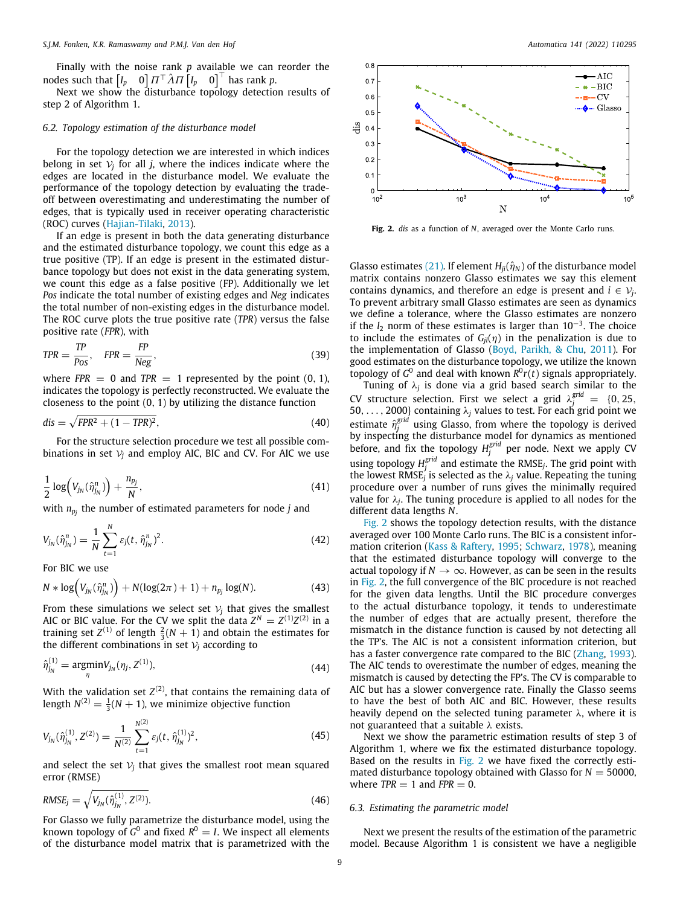Finally with the noise rank $p$ available we can reorder the nodes such that $\begin{bmatrix} I_p & 0 \end{bmatrix} \Pi^\top \hat{\Lambda} \Pi \begin{bmatrix} I_p & 0 \end{bmatrix}^\top$ has rank $p$.

Next we show the disturbance topology detection results of step 2 of Algorithm 1.

### 6.2. Topology estimation of the disturbance model

For the topology detection we are interested in which indices belong in set $\mathcal{V}_j$ for all $j$, where the indices indicate where the edges are located in the disturbance model. We evaluate the performance of the topology detection by evaluating the trade-off between overestimating and underestimating the number of edges, that is typically used in receiver operating characteristic (ROC) curves (Hajian-Tilaki, 2013).

If an edge is present in both the data generating disturbance and the estimated disturbance topology, we count this edge as a true positive (TP). If an edge is present in the estimated disturbance topology but does not exist in the data generating system, we count this edge as a false positive (FP). Additionally we let *Pos* indicate the total number of existing edges and *Neg* indicates the total number of non-existing edges in the disturbance model. The ROC curve plots the true positive rate (*TPR*) versus the false positive rate (*FPR*), with

$$TPR = \frac{TP}{Pos}, \quad FPR = \frac{FP}{Neg}, \tag{39}$$

where $FPR = 0$ and $TPR = 1$ represented by the point (0, 1), indicates the topology is perfectly reconstructed. We evaluate the closeness to the point (0, 1) by utilizing the distance function

$$dis = \sqrt{FPR^2 + (1 - TPR)^2}, \tag{40}$$

For the structure selection procedure we test all possible combinations in set $\mathcal{V}_j$ and employ AIC, BIC and CV. For AIC we use

$$\frac{1}{2}\log\Big(V_{j_N}(\hat{\eta}^n_{j_N})\Big) + \frac{n_{p_j}}{N}, \tag{41}$$

with $n_{p_j}$ the number of estimated parameters for node $j$ and

$$V_{j_N}(\hat{\eta}^n_{j_N}) = \frac{1}{N}\sum_{t=1}^{N} \varepsilon_j(t, \hat{\eta}^n_{j_N})^2. \tag{42}$$

For BIC we use

$$N * \log\Big(V_{j_N}(\hat{\eta}^n_{j_N})\Big) + N(\log(2\pi) + 1) + n_{p_j}\log(N). \tag{43}$$

From these simulations we select set $\mathcal{V}_j$ that gives the smallest AIC or BIC value. For the CV we split the data $Z^N = Z^{(1)}Z^{(2)}$ in a training set $Z^{(1)}$ of length $\frac{2}{3}(N+1)$ and obtain the estimates for the different combinations in set $\mathcal{V}_j$ according to

$$\hat{\eta}^{(1)}_{j_N} = \underset{\eta}{\operatorname{argmin}} V_{j_N}(\eta_j, Z^{(1)}), \tag{44}$$

With the validation set $Z^{(2)}$, that contains the remaining data of length $N^{(2)} = \frac{1}{3}(N+1)$, we minimize objective function

$$V_{j_N}(\hat{\eta}^{(1)}_{j_N}, Z^{(2)}) = \frac{1}{N^{(2)}}\sum_{t=1}^{N^{(2)}} \varepsilon_j(t, \hat{\eta}^{(1)}_{j_N})^2, \tag{45}$$

and select the set $\mathcal{V}_j$ that gives the smallest root mean squared error (RMSE)

$$RMSE_j = \sqrt{V_{j_N}(\hat{\eta}^{(1)}_{j_N}, Z^{(2)})}. \tag{46}$$

For Glasso we fully parametrize the disturbance model, using the known topology of $G^0$ and fixed $R^0 = I$. We inspect all elements of the disturbance model matrix that is parametrized with the Glasso estimates (21). If element $H_{ji}(\hat{\eta}_N)$ of the disturbance model matrix contains nonzero Glasso estimates we say this element contains dynamics, and therefore an edge is present and $i \in \mathcal{V}_j$. To prevent arbitrary small Glasso estimates are seen as dynamics we define a tolerance, where the Glasso estimates are nonzero if the $l_2$ norm of these estimates is larger than $10^{-3}$. The choice to include the estimates of $G_{jl}(\eta)$ in the penalization is due to the implementation of Glasso (Boyd, Parikh, & Chu, 2011). For good estimates on the disturbance topology, we utilize the known topology of $G^0$ and deal with known $R^0 r(t)$ signals appropriately.

Tuning of $\lambda_j$ is done via a grid based search similar to the CV structure selection. First we select a grid $\lambda^{grid}_j = \{0, 25, 50, \ldots, 2000\}$ containing $\lambda_j$ values to test. For each grid point we estimate $\hat{\eta}^{grid}_j$ using Glasso, from where the topology is derived by inspecting the disturbance model for dynamics as mentioned before, and fix the topology $H^{grid}_j$ per node. Next we apply CV using topology $H^{grid}_j$ and estimate the $\text{RMSE}_j$. The grid point with the lowest $\text{RMSE}_j$ is selected as the $\lambda_j$ value. Repeating the tuning procedure over a number of runs gives the minimally required value for $\lambda_j$. The tuning procedure is applied to all nodes for the different data lengths $N$.

**Fig. 2.** *dis* as a function of $N$, averaged over the Monte Carlo runs.

Fig. 2 shows the topology detection results, with the distance averaged over 100 Monte Carlo runs. The BIC is a consistent information criterion (Kass & Raftery, 1995; Schwarz, 1978), meaning that the estimated disturbance topology will converge to the actual topology if $N \to \infty$. However, as can be seen in the results in Fig. 2, the full convergence of the BIC procedure is not reached for the given data lengths. Until the BIC procedure converges to the actual disturbance topology, it tends to underestimate the number of edges that are actually present, therefore the mismatch in the distance function is caused by not detecting all the TP's. The AIC is not a consistent information criterion, but has a faster convergence rate compared to the BIC (Zhang, 1993). The AIC tends to overestimate the number of edges, meaning the mismatch is caused by detecting the FP's. The CV is comparable to AIC but has a slower convergence rate. Finally the Glasso seems to have the best of both AIC and BIC. However, these results heavily depend on the selected tuning parameter $\lambda$, where it is not guaranteed that a suitable $\lambda$ exists.

Next we show the parametric estimation results of step 3 of Algorithm 1, where we fix the estimated disturbance topology. Based on the results in Fig. 2 we have fixed the correctly estimated disturbance topology obtained with Glasso for $N = 50000$, where $TPR = 1$ and $FPR = 0$.

### 6.3. Estimating the parametric model

Next we present the results of the estimation of the parametric model. Because Algorithm 1 is consistent we have a negligible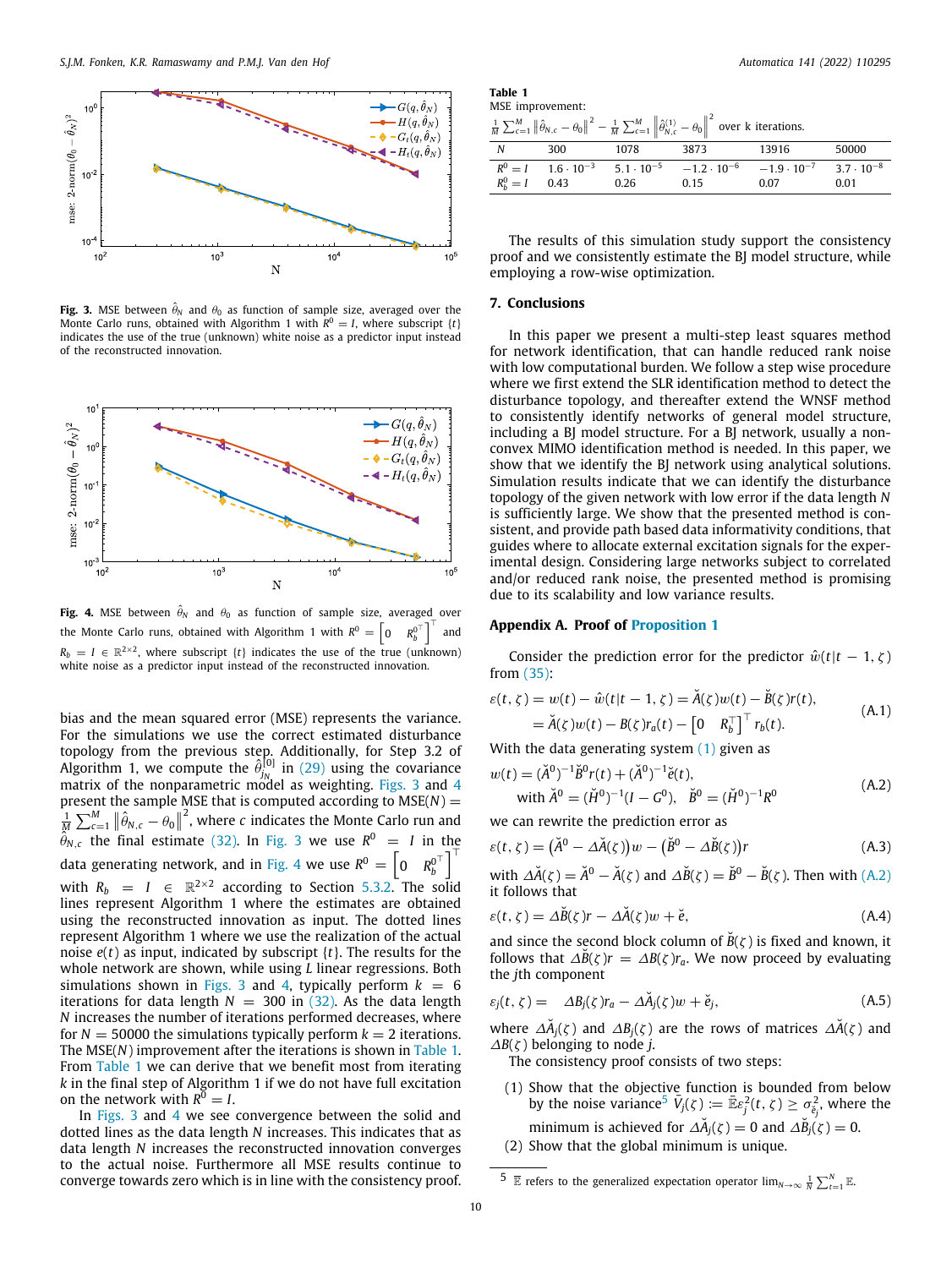**Fig. 3.** MSE between $\hat{\theta}_N$ and $\theta_0$ as function of sample size, averaged over the Monte Carlo runs, obtained with Algorithm 1 with $R^0 = I$, where subscript $\{t\}$ indicates the use of the true (unknown) white noise as a predictor input instead of the reconstructed innovation.

**Fig. 4.** MSE between $\hat{\theta}_N$ and $\theta_0$ as function of sample size, averaged over the Monte Carlo runs, obtained with Algorithm 1 with $R^0 = \begin{bmatrix} 0 & R_b^{0\top} \end{bmatrix}^\top$ and $R_b = I \in \mathbb{R}^{2\times 2}$, where subscript $\{t\}$ indicates the use of the true (unknown) white noise as a predictor input instead of the reconstructed innovation.

bias and the mean squared error (MSE) represents the variance. For the simulations we use the correct estimated disturbance topology from the previous step. Additionally, for Step 3.2 of Algorithm 1, we compute the $\hat{\theta}^{[0]}_{j_{N_j}}$ in (29) using the covariance matrix of the nonparametric model as weighting. Figs. 3 and 4 present the sample MSE that is computed according to $\text{MSE}(N) = \frac{1}{M}\sum_{c=1}^{M} \left\| \hat{\theta}_{N,c} - \theta_0 \right\|^2$, where $c$ indicates the Monte Carlo run and $\hat{\theta}_{N,c}$ the final estimate (32). In Fig. 3 we use $R^0 = I$ in the data generating network, and in Fig. 4 we use $R^0 = \begin{bmatrix} 0 & R_b^{0\top} \end{bmatrix}^\top$ with $R_b = I \in \mathbb{R}^{2\times 2}$ according to Section 5.3.2. The solid lines represent Algorithm 1 where the estimates are obtained using the reconstructed innovation as input. The dotted lines represent Algorithm 1 where we use the realization of the actual noise $e(t)$ as input, indicated by subscript $\{t\}$. The results for the whole network are shown, while using $L$ linear regressions. Both simulations shown in Figs. 3 and 4, typically perform $k = 6$ iterations for data length $N = 300$ in (32). As the data length $N$ increases the number of iterations performed decreases, where for $N = 50000$ the simulations typically perform $k = 2$ iterations. The MSE($N$) improvement after the iterations is shown in Table 1. From Table 1 we can derive that we benefit most from iterating $k$ in the final step of Algorithm 1 if we do not have full excitation on the network with $R^0 = I$.

In Figs. 3 and 4 we see convergence between the solid and dotted lines as the data length $N$ increases. This indicates that as data length $N$ increases the reconstructed innovation converges to the actual noise. Furthermore all MSE results continue to converge towards zero which is in line with the consistency proof.

**Table 1**
MSE improvement:
$\frac{1}{M}\sum_{c=1}^{M} \left\| \hat{\theta}_{N,c} - \theta_0 \right\|^2 - \frac{1}{M}\sum_{c=1}^{M} \left\| \hat{\theta}^{(1)}_{N,c} - \theta_0 \right\|^2$ over k iterations.

| $N$ | 300 | 1078 | 3873 | 13916 | 50000 |
|---|---|---|---|---|---|
| $R^0 = I$ | $1.6 \cdot 10^{-3}$ | $5.1 \cdot 10^{-5}$ | $-1.2 \cdot 10^{-6}$ | $-1.9 \cdot 10^{-7}$ | $3.7 \cdot 10^{-8}$ |
| $R_b^0 = I$ | 0.43 | 0.26 | 0.15 | 0.07 | 0.01 |

The results of this simulation study support the consistency proof and we consistently estimate the BJ model structure, while employing a row-wise optimization.

## 7. Conclusions

In this paper we present a multi-step least squares method for network identification, that can handle reduced rank noise with low computational burden. We follow a step wise procedure where we first extend the SLR identification method to detect the disturbance topology, and thereafter extend the WNSF method to consistently identify networks of general model structure, including a BJ model structure. For a BJ network, usually a non-convex MIMO identification method is needed. In this paper, we show that we identify the BJ network using analytical solutions. Simulation results indicate that we can identify the disturbance topology of the given network with low error if the data length $N$ is sufficiently large. We show that the presented method is consistent, and provide path based data informativity conditions, that guides where to allocate external excitation signals for the experimental design. Considering large networks subject to correlated and/or reduced rank noise, the presented method is promising due to its scalability and low variance results.

## Appendix A. Proof of Proposition 1

Consider the prediction error for the predictor $\hat{w}(t|t-1,\zeta)$ from (35):

$$\begin{aligned} \varepsilon(t,\zeta) &= w(t) - \hat{w}(t|t-1,\zeta) = \breve{A}(\zeta)w(t) - \breve{B}(\zeta)r(t), \\ &= \breve{A}(\zeta)w(t) - B(\zeta)r_a(t) - \begin{bmatrix} 0 & R_b^\top \end{bmatrix}^\top r_b(t). \end{aligned} \tag{A.1}$$

With the data generating system (1) given as

$$\begin{aligned} w(t) &= (\breve{A}^0)^{-1}\breve{B}^0 r(t) + (\breve{A}^0)^{-1}\breve{e}(t), \\ &\text{with } \breve{A}^0 = (\breve{H}^0)^{-1}(I - G^0), \quad \breve{B}^0 = (\breve{H}^0)^{-1}R^0 \end{aligned} \tag{A.2}$$

we can rewrite the prediction error as

$$\varepsilon(t,\zeta) = \left(\breve{A}^0 - \Delta\breve{A}(\zeta)\right)w - \left(\breve{B}^0 - \Delta\breve{B}(\zeta)\right)r \tag{A.3}$$

with $\Delta\breve{A}(\zeta) = \breve{A}^0 - \breve{A}(\zeta)$ and $\Delta\breve{B}(\zeta) = \breve{B}^0 - \breve{B}(\zeta)$. Then with (A.2) it follows that

$$\varepsilon(t,\zeta) = \Delta\breve{B}(\zeta)r - \Delta\breve{A}(\zeta)w + \breve{e}, \tag{A.4}$$

and since the second block column of $\breve{B}(\zeta)$ is fixed and known, it follows that $\Delta\breve{B}(\zeta)r = \Delta B(\zeta)r_a$. We now proceed by evaluating the $j$th component

$$\varepsilon_j(t,\zeta) = \quad \Delta B_j(\zeta)r_a - \Delta\breve{A}_j(\zeta)w + \breve{e}_j, \tag{A.5}$$

where $\Delta\breve{A}_j(\zeta)$ and $\Delta B_j(\zeta)$ are the rows of matrices $\Delta\breve{A}(\zeta)$ and $\Delta B(\zeta)$ belonging to node $j$.

The consistency proof consists of two steps:

1. Show that the objective function is bounded from below by the noise variance[5] $\bar{V}_j(\zeta) := \bar{\mathbb{E}}\varepsilon_j^2(t,\zeta) \geq \sigma^2_{\breve{e}_j}$, where the minimum is achieved for $\Delta\breve{A}_j(\zeta) = 0$ and $\Delta\breve{B}_j(\zeta) = 0$.
2. Show that the global minimum is unique.

[5] $\bar{\mathbb{E}}$ refers to the generalized expectation operator $\lim_{N\to\infty}\frac{1}{N}\sum_{t=1}^{N}\mathbb{E}$.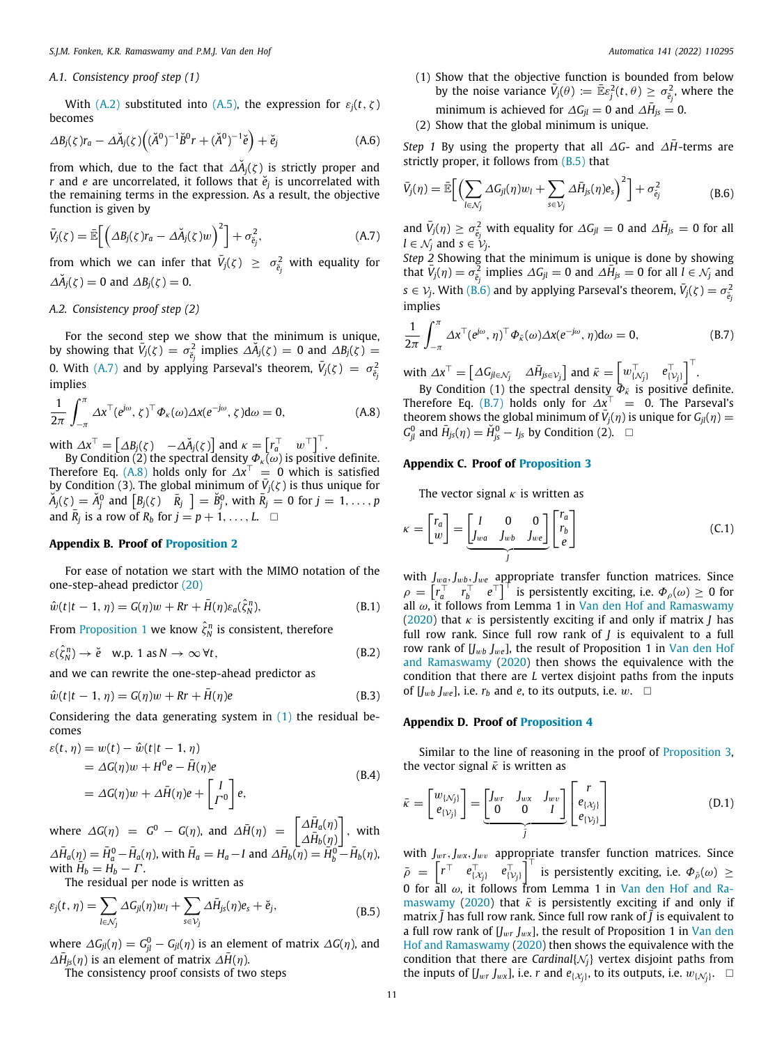### A.1. Consistency proof step (1)

With (A.2) substituted into (A.5), the expression for $\varepsilon_j(t,\zeta)$ becomes

$$\Delta B_j(\zeta) r_a - \Delta \breve{A}_j(\zeta)\Big((\breve{A}^0)^{-1}\breve{B}^0 r + (\breve{A}^0)^{-1}\breve{e}\Big) + \breve{e}_j \tag{A.6}$$

from which, due to the fact that $\Delta \breve{A}_j(\zeta)$ is strictly proper and $r$ and $e$ are uncorrelated, it follows that $\breve{e}_j$ is uncorrelated with the remaining terms in the expression. As a result, the objective function is given by

$$\bar{V}_j(\zeta) = \bar{\mathbb{E}}\Big[\Big(\Delta B_j(\zeta) r_a - \Delta \breve{A}_j(\zeta) w\Big)^2\Big] + \sigma^2_{\breve{e}_j}, \tag{A.7}$$

from which we can infer that $\bar{V}_j(\zeta) \geq \sigma^2_{\breve{e}_j}$ with equality for $\Delta \breve{A}_j(\zeta) = 0$ and $\Delta B_j(\zeta) = 0$.

### A.2. Consistency proof step (2)

For the second step we show that the minimum is unique, by showing that $\bar{V}_j(\zeta) = \sigma^2_{\breve{e}_j}$ implies $\Delta \breve{A}_j(\zeta) = 0$ and $\Delta B_j(\zeta) = 0$. With (A.7) and by applying Parseval's theorem, $\bar{V}_j(\zeta) = \sigma^2_{\breve{e}_j}$ implies

$$\frac{1}{2\pi}\int_{-\pi}^{\pi} \Delta x^\top(e^{j\omega},\zeta)^\top \Phi_\kappa(\omega)\Delta x(e^{-j\omega},\zeta)\mathrm{d}\omega = 0, \tag{A.8}$$

with $\Delta x^\top = \begin{bmatrix}\Delta B_j(\zeta) & -\Delta \breve{A}_j(\zeta)\end{bmatrix}$ and $\kappa = \begin{bmatrix} r_a^\top & w^\top\end{bmatrix}^\top$.

By Condition (2) the spectral density $\Phi_\kappa(\omega)$ is positive definite. Therefore Eq. (A.8) holds only for $\Delta x^\top = 0$ which is satisfied by Condition (3). The global minimum of $\bar{V}_j(\zeta)$ is thus unique for $\breve{A}_j(\zeta) = \breve{A}^0_j$ and $\begin{bmatrix} B_j(\zeta) & \bar{R}_j \end{bmatrix} = \breve{B}^0_j$, with $\bar{R}_j = 0$ for $j = 1,\ldots,p$ and $\bar{R}_j$ is a row of $R_b$ for $j = p+1,\ldots,L$. □

## Appendix B. Proof of Proposition 2

For ease of notation we start with the MIMO notation of the one-step-ahead predictor (20)

$$\hat{w}(t|t-1,\eta) = G(\eta)w + Rr + \bar{H}(\eta)\varepsilon_a(\hat{\zeta}^n_N), \tag{B.1}$$

From Proposition 1 we know $\hat{\zeta}^n_N$ is consistent, therefore

$$\varepsilon(\hat{\zeta}^n_N) \to \breve{e} \quad \text{w.p. 1 as } N \to \infty\, \forall t, \tag{B.2}$$

and we can rewrite the one-step-ahead predictor as

$$\hat{w}(t|t-1,\eta) = G(\eta)w + Rr + \bar{H}(\eta)e \tag{B.3}$$

Considering the data generating system in (1) the residual becomes

$$\begin{aligned}
\varepsilon(t,\eta) &= w(t) - \hat{w}(t|t-1,\eta)\\
&= \Delta G(\eta)w + H^0 e - \bar{H}(\eta)e\\
&= \Delta G(\eta)w + \Delta \bar{H}(\eta)e + \begin{bmatrix} I \\ \Gamma^0\end{bmatrix} e,
\end{aligned} \tag{B.4}$$

where $\Delta G(\eta) = G^0 - G(\eta)$, and $\Delta \bar{H}(\eta) = \begin{bmatrix}\Delta \bar{H}_a(\eta) \\ \Delta \bar{H}_b(\eta)\end{bmatrix}$, with $\Delta \bar{H}_a(\eta) = \bar{H}^0_a - \bar{H}_a(\eta)$, with $\bar{H}_a = H_a - I$ and $\Delta \bar{H}_b(\eta) = \bar{H}^0_b - \bar{H}_b(\eta)$, with $\bar{H}_b = H_b - \Gamma$.

The residual per node is written as

$$\varepsilon_j(t,\eta) = \sum_{l\in\mathcal{N}_j} \Delta G_{jl}(\eta) w_l + \sum_{s\in\mathcal{V}_j} \Delta \bar{H}_{js}(\eta) e_s + \breve{e}_j, \tag{B.5}$$

where $\Delta G_{jl}(\eta) = G^0_{jl} - G_{jl}(\eta)$ is an element of matrix $\Delta G(\eta)$, and $\Delta \bar{H}_{js}(\eta)$ is an element of matrix $\Delta \bar{H}(\eta)$.

The consistency proof consists of two steps

(1) Show that the objective function is bounded from below by the noise variance $\bar{V}_j(\theta) := \bar{\mathbb{E}}\varepsilon^2_j(t,\theta) \geq \sigma^2_{\breve{e}_j}$, where the minimum is achieved for $\Delta G_{jl} = 0$ and $\Delta \bar{H}_{js} = 0$.
(2) Show that the global minimum is unique.

*Step 1* By using the property that all $\Delta G$- and $\Delta \bar{H}$-terms are strictly proper, it follows from (B.5) that

$$\bar{V}_j(\eta) = \bar{\mathbb{E}}\Big[\Big(\sum_{l\in\mathcal{N}_j}\Delta G_{jl}(\eta)w_l + \sum_{s\in\mathcal{V}_j}\Delta \bar{H}_{js}(\eta)e_s\Big)^2\Big] + \sigma^2_{\breve{e}_j} \tag{B.6}$$

and $\bar{V}_j(\eta) \geq \sigma^2_{\breve{e}_j}$ with equality for $\Delta G_{jl} = 0$ and $\Delta \bar{H}_{js} = 0$ for all $l \in \mathcal{N}_j$ and $s \in \mathcal{V}_j$.

*Step 2* Showing that the minimum is unique is done by showing that $\bar{V}_j(\eta) = \sigma^2_{\breve{e}_j}$ implies $\Delta G_{jl} = 0$ and $\Delta \bar{H}_{js} = 0$ for all $l \in \mathcal{N}_j$ and $s \in \mathcal{V}_j$. With (B.6) and by applying Parseval's theorem, $\bar{V}_j(\zeta) = \sigma^2_{\breve{e}_j}$ implies

$$\frac{1}{2\pi}\int_{-\pi}^{\pi} \Delta x^\top(e^{j\omega},\eta)^\top \Phi_{\bar{\kappa}}(\omega)\Delta x(e^{-j\omega},\eta)\mathrm{d}\omega = 0, \tag{B.7}$$

with $\Delta x^\top = \begin{bmatrix}\Delta G_{jl\in\mathcal{N}_j} & \Delta \bar{H}_{js\in\mathcal{V}_j}\end{bmatrix}$ and $\bar{\kappa} = \begin{bmatrix} w^\top_{\{\mathcal{N}_j\}} & e^\top_{\{\mathcal{V}_j\}}\end{bmatrix}^\top$.

By Condition (1) the spectral density $\Phi_{\bar{\kappa}}$ is positive definite. Therefore Eq. (B.7) holds only for $\Delta x^\top = 0$. The Parseval's theorem shows the global minimum of $\bar{V}_j(\eta)$ is unique for $G_{jl}(\eta) = G^0_{jl}$ and $\bar{H}_{js}(\eta) = \breve{H}^0_{js} - I_{js}$ by Condition (2). □

## Appendix C. Proof of Proposition 3

The vector signal $\kappa$ is written as

$$\kappa = \begin{bmatrix} r_a \\ w \end{bmatrix} = \underbrace{\begin{bmatrix} I & 0 & 0 \\ J_{wa} & J_{wb} & J_{we}\end{bmatrix}}_{J}\begin{bmatrix} r_a \\ r_b \\ e\end{bmatrix} \tag{C.1}$$

with $J_{wa}, J_{wb}, J_{we}$ appropriate transfer function matrices. Since $\rho = \begin{bmatrix} r_a^\top & r_b^\top & e^\top\end{bmatrix}^\top$ is persistently exciting, i.e. $\Phi_\rho(\omega) \geq 0$ for all $\omega$, it follows from Lemma 1 in Van den Hof and Ramaswamy (2020) that $\kappa$ is persistently exciting if and only if matrix $J$ has full row rank. Since full row rank of $J$ is equivalent to a full row rank of $[J_{wb}\; J_{we}]$, the result of Proposition 1 in Van den Hof and Ramaswamy (2020) then shows the equivalence with the condition that there are $L$ vertex disjoint paths from the inputs of $[J_{wb}\; J_{we}]$, i.e. $r_b$ and $e$, to its outputs, i.e. $w$. □

## Appendix D. Proof of Proposition 4

Similar to the line of reasoning in the proof of Proposition 3, the vector signal $\bar{\kappa}$ is written as

$$\bar{\kappa} = \begin{bmatrix} w_{\{\mathcal{N}_j\}} \\ e_{\{\mathcal{V}_j\}}\end{bmatrix} = \underbrace{\begin{bmatrix} J_{wr} & J_{wx} & J_{wv} \\ 0 & 0 & I\end{bmatrix}}_{\bar{J}}\begin{bmatrix} r \\ e_{\{\mathcal{X}_j\}} \\ e_{\{\mathcal{V}_j\}}\end{bmatrix} \tag{D.1}$$

with $J_{wr}, J_{wx}, J_{wv}$ appropriate transfer function matrices. Since $\bar{\rho} = \begin{bmatrix} r^\top & e^\top_{\{\mathcal{X}_j\}} & e^\top_{\{\mathcal{V}_j\}}\end{bmatrix}^\top$ is persistently exciting, i.e. $\Phi_{\bar{\rho}}(\omega) \geq 0$ for all $\omega$, it follows from Lemma 1 in Van den Hof and Ramaswamy (2020) that $\bar{\kappa}$ is persistently exciting if and only if matrix $\bar{J}$ has full row rank. Since full row rank of $\bar{J}$ is equivalent to a full row rank of $[J_{wr}\; J_{wx}]$, the result of Proposition 1 in Van den Hof and Ramaswamy (2020) then shows the equivalence with the condition that there are $Cardinal\{\mathcal{N}_j\}$ vertex disjoint paths from the inputs of $[J_{wr}\; J_{wx}]$, i.e. $r$ and $e_{\{\mathcal{X}_j\}}$, to its outputs, i.e. $w_{\{\mathcal{N}_j\}}$. □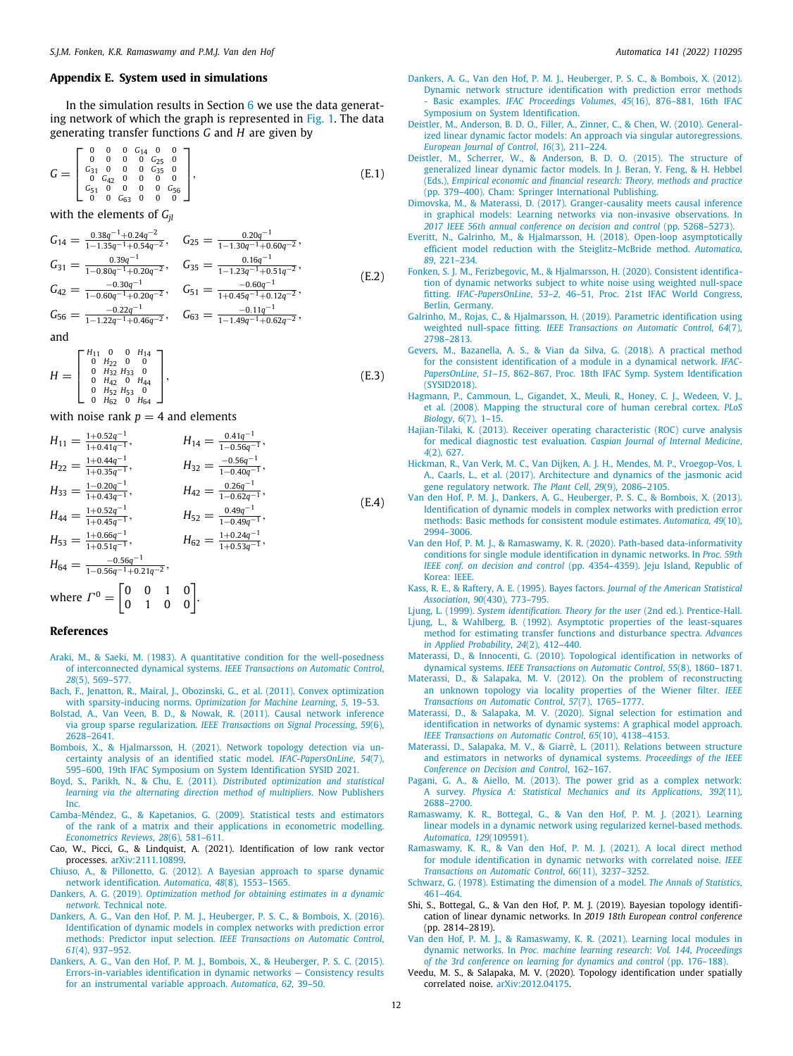## Appendix E. System used in simulations

In the simulation results in Section 6 we use the data generating network of which the graph is represented in Fig. 1. The data generating transfer functions $G$ and $H$ are given by

$$G = \begin{bmatrix} 0 & 0 & 0 & G_{14} & 0 & 0 \\ 0 & 0 & 0 & 0 & G_{25} & 0 \\ G_{31} & 0 & 0 & 0 & G_{35} & 0 \\ 0 & G_{42} & 0 & 0 & 0 & 0 \\ G_{51} & 0 & 0 & 0 & 0 & G_{56} \\ 0 & 0 & G_{63} & 0 & 0 & 0 \end{bmatrix}, \tag{E.1}$$

with the elements of $G_{jl}$

$$\begin{aligned} G_{14} &= \frac{0.38q^{-1}+0.24q^{-2}}{1-1.35q^{-1}+0.54q^{-2}}, & G_{25} &= \frac{0.20q^{-1}}{1-1.30q^{-1}+0.60q^{-2}}, \\ G_{31} &= \frac{0.39q^{-1}}{1-0.80q^{-1}+0.20q^{-2}}, & G_{35} &= \frac{0.16q^{-1}}{1-1.23q^{-1}+0.51q^{-2}}, \\ G_{42} &= \frac{-0.30q^{-1}}{1-0.60q^{-1}+0.20q^{-2}}, & G_{51} &= \frac{-0.60q^{-1}}{1+0.45q^{-1}+0.12q^{-2}}, \\ G_{56} &= \frac{-0.22q^{-1}}{1-1.22q^{-1}+0.46q^{-2}}, & G_{63} &= \frac{-0.11q^{-1}}{1-1.49q^{-1}+0.62q^{-2}}, \end{aligned} \tag{E.2}$$

and

$$H = \begin{bmatrix} H_{11} & 0 & 0 & H_{14} \\ 0 & H_{22} & 0 & 0 \\ 0 & H_{32} & H_{33} & 0 \\ 0 & H_{42} & 0 & H_{44} \\ 0 & H_{52} & H_{53} & 0 \\ 0 & H_{62} & 0 & H_{64} \end{bmatrix}, \tag{E.3}$$

with noise rank $p = 4$ and elements

$$\begin{aligned} H_{11} &= \frac{1+0.52q^{-1}}{1+0.41q^{-1}}, & H_{14} &= \frac{0.41q^{-1}}{1-0.56q^{-1}}, \\ H_{22} &= \frac{1+0.44q^{-1}}{1+0.35q^{-1}}, & H_{32} &= \frac{-0.56q^{-1}}{1-0.40q^{-1}}, \\ H_{33} &= \frac{1-0.20q^{-1}}{1+0.43q^{-1}}, & H_{42} &= \frac{0.26q^{-1}}{1-0.62q^{-1}}, \\ H_{44} &= \frac{1+0.52q^{-1}}{1+0.45q^{-1}}, & H_{52} &= \frac{0.49q^{-1}}{1-0.49q^{-1}}, \\ H_{53} &= \frac{1+0.66q^{-1}}{1+0.51q^{-1}}, & H_{62} &= \frac{1+0.24q^{-1}}{1+0.53q^{-1}}, \\ H_{64} &= \frac{-0.56q^{-1}}{1-0.56q^{-1}+0.21q^{-2}}, \end{aligned} \tag{E.4}$$

where $\Gamma^0 = \begin{bmatrix} 0 & 0 & 1 & 0 \\ 0 & 1 & 0 & 0 \end{bmatrix}$.

## References

Araki, M., & Saeki, M. (1983). A quantitative condition for the well-posedness of interconnected dynamical systems. *IEEE Transactions on Automatic Control*, *28*(5), 569–577.

Bach, F., Jenatton, R., Mairal, J., Obozinski, G., et al. (2011). Convex optimization with sparsity-inducing norms. *Optimization for Machine Learning*, *5*, 19–53.

Bolstad, A., Van Veen, B. D., & Nowak, R. (2011). Causal network inference via group sparse regularization. *IEEE Transactions on Signal Processing*, *59*(6), 2628–2641.

Bombois, X., & Hjalmarsson, H. (2021). Network topology detection via uncertainty analysis of an identified static model. *IFAC-PapersOnLine*, *54*(7), 595–600, 19th IFAC Symposium on System Identification SYSID 2021.

Boyd, S., Parikh, N., & Chu, E. (2011). *Distributed optimization and statistical learning via the alternating direction method of multipliers*. Now Publishers Inc.

Camba-Méndez, G., & Kapetanios, G. (2009). Statistical tests and estimators of the rank of a matrix and their applications in econometric modelling. *Econometrics Reviews*, *28*(6), 581–611.

Cao, W., Picci, G., & Lindquist, A. (2021). Identification of low rank vector processes. arXiv:2111.10899.

Chiuso, A., & Pillonetto, G. (2012). A Bayesian approach to sparse dynamic network identification. *Automatica*, *48*(8), 1553–1565.

Dankers, A. G. (2019). *Optimization method for obtaining estimates in a dynamic network*. Technical note.

Dankers, A. G., Van den Hof, P. M. J., Heuberger, P. S. C., & Bombois, X. (2016). Identification of dynamic models in complex networks with prediction error methods: Predictor input selection. *IEEE Transactions on Automatic Control*, *61*(4), 937–952.

Dankers, A. G., Van den Hof, P. M. J., Bombois, X., & Heuberger, P. S. C. (2015). Errors-in-variables identification in dynamic networks — Consistency results for an instrumental variable approach. *Automatica*, *62*, 39–50.

Dankers, A. G., Van den Hof, P. M. J., Heuberger, P. S. C., & Bombois, X. (2012). Dynamic network structure identification with prediction error methods - Basic examples. *IFAC Proceedings Volumes*, *45*(16), 876–881, 16th IFAC Symposium on System Identification.

Deistler, M., Anderson, B. D. O., Filler, A., Zinner, C., & Chen, W. (2010). Generalized linear dynamic factor models: An approach via singular autoregressions. *European Journal of Control*, *16*(3), 211–224.

Deistler, M., Scherrer, W., & Anderson, B. D. O. (2015). The structure of generalized linear dynamic factor models. In J. Beran, Y. Feng, & H. Hebbel (Eds.), *Empirical economic and financial research: Theory, methods and practice* (pp. 379–400). Cham: Springer International Publishing.

Dimovska, M., & Materassi, D. (2017). Granger-causality meets causal inference in graphical models: Learning networks via non-invasive observations. In *2017 IEEE 56th annual conference on decision and control* (pp. 5268–5273).

Everitt, N., Galrinho, M., & Hjalmarsson, H. (2018). Open-loop asymptotically efficient model reduction with the Steiglitz–McBride method. *Automatica*, *89*, 221–234.

Fonken, S. J. M., Ferizbegovic, M., & Hjalmarsson, H. (2020). Consistent identification of dynamic networks subject to white noise using weighted null-space fitting. *IFAC-PapersOnLine*, *53–2*, 46–51, Proc. 21st IFAC World Congress, Berlin, Germany.

Galrinho, M., Rojas, C., & Hjalmarsson, H. (2019). Parametric identification using weighted null-space fitting. *IEEE Transactions on Automatic Control*, *64*(7), 2798–2813.

Gevers, M., Bazanella, A. S., & Vian da Silva, G. (2018). A practical method for the consistent identification of a module in a dynamical network. *IFAC-PapersOnLine*, *51–15*, 862–867, Proc. 18th IFAC Symp. System Identification (SYSID2018).

Hagmann, P., Cammoun, L., Gigandet, X., Meuli, R., Honey, C. J., Wedeen, V. J., et al. (2008). Mapping the structural core of human cerebral cortex. *PLoS Biology*, *6*(7), 1–15.

Hajian-Tilaki, K. (2013). Receiver operating characteristic (ROC) curve analysis for medical diagnostic test evaluation. *Caspian Journal of Internal Medicine*, *4*(2), 627.

Hickman, R., Van Verk, M. C., Van Dijken, A. J. H., Mendes, M. P., Vroegop-Vos, I. A., Caarls, L., et al. (2017). Architecture and dynamics of the jasmonic acid gene regulatory network. *The Plant Cell*, *29*(9), 2086–2105.

Van den Hof, P. M. J., Dankers, A. G., Heuberger, P. S. C., & Bombois, X. (2013). Identification of dynamic models in complex networks with prediction error methods: Basic methods for consistent module estimates. *Automatica*, *49*(10), 2994–3006.

Van den Hof, P. M. J., & Ramaswamy, K. R. (2020). Path-based data-informativity conditions for single module identification in dynamic networks. In *Proc. 59th IEEE conf. on decision and control* (pp. 4354–4359). Jeju Island, Republic of Korea: IEEE.

Kass, R. E., & Raftery, A. E. (1995). Bayes factors. *Journal of the American Statistical Association*, *90*(430), 773–795.

Ljung, L. (1999). *System identification. Theory for the user* (2nd ed.). Prentice-Hall.

Ljung, L., & Wahlberg, B. (1992). Asymptotic properties of the least-squares method for estimating transfer functions and disturbance spectra. *Advances in Applied Probability*, *24*(2), 412–440.

Materassi, D., & Innocenti, G. (2010). Topological identification in networks of dynamical systems. *IEEE Transactions on Automatic Control*, *55*(8), 1860–1871.

Materassi, D., & Salapaka, M. V. (2012). On the problem of reconstructing an unknown topology via locality properties of the Wiener filter. *IEEE Transactions on Automatic Control*, *57*(7), 1765–1777.

Materassi, D., & Salapaka, M. V. (2020). Signal selection for estimation and identification in networks of dynamic systems: A graphical model approach. *IEEE Transactions on Automatic Control*, *65*(10), 4138–4153.

Materassi, D., Salapaka, M. V., & Giarrè, L. (2011). Relations between structure and estimators in networks of dynamical systems. *Proceedings of the IEEE Conference on Decision and Control*, 162–167.

Pagani, G. A., & Aiello, M. (2013). The power grid as a complex network: A survey. *Physica A: Statistical Mechanics and its Applications*, *392*(11), 2688–2700.

Ramaswamy, K. R., Bottegal, G., & Van den Hof, P. M. J. (2021). Learning linear models in a dynamic network using regularized kernel-based methods. *Automatica*, *129*(109591).

Ramaswamy, K. R., & Van den Hof, P. M. J. (2021). A local direct method for module identification in dynamic networks with correlated noise. *IEEE Transactions on Automatic Control*, *66*(11), 3237–3252.

Schwarz, G. (1978). Estimating the dimension of a model. *The Annals of Statistics*, 461–464.

Shi, S., Bottegal, G., & Van den Hof, P. M. J. (2019). Bayesian topology identification of linear dynamic networks. In *2019 18th European control conference* (pp. 2814–2819).

Van den Hof, P. M. J., & Ramaswamy, K. R. (2021). Learning local modules in dynamic networks. In *Proc. machine learning research: Vol. 144, Proceedings of the 3rd conference on learning for dynamics and control* (pp. 176–188).

Veedu, M. S., & Salapaka, M. V. (2020). Topology identification under spatially correlated noise. arXiv:2012.04175.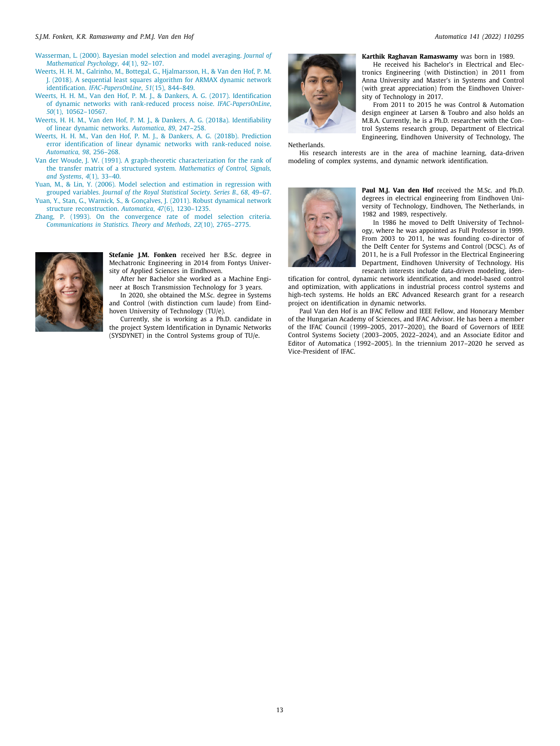Wasserman, L. (2000). Bayesian model selection and model averaging. *Journal of Mathematical Psychology*, *44*(1), 92–107.

Weerts, H. H. M., Galrinho, M., Bottegal, G., Hjalmarsson, H., & Van den Hof, P. M. J. (2018). A sequential least squares algorithm for ARMAX dynamic network identification. *IFAC-PapersOnLine*, *51*(15), 844–849.

Weerts, H. H. M., Van den Hof, P. M. J., & Dankers, A. G. (2017). Identification of dynamic networks with rank-reduced process noise. *IFAC-PapersOnLine*, *50*(1), 10562–10567.

Weerts, H. H. M., Van den Hof, P. M. J., & Dankers, A. G. (2018a). Identifiability of linear dynamic networks. *Automatica*, *89*, 247–258.

Weerts, H. H. M., Van den Hof, P. M. J., & Dankers, A. G. (2018b). Prediction error identification of linear dynamic networks with rank-reduced noise. *Automatica*, *98*, 256–268.

Van der Woude, J. W. (1991). A graph-theoretic characterization for the rank of the transfer matrix of a structured system. *Mathematics of Control, Signals, and Systems*, *4*(1), 33–40.

Yuan, M., & Lin, Y. (2006). Model selection and estimation in regression with grouped variables. *Journal of the Royal Statistical Society. Series B.*, *68*, 49–67.

Yuan, Y., Stan, G., Warnick, S., & Gonçalves, J. (2011). Robust dynamical network structure reconstruction. *Automatica*, *47*(6), 1230–1235.

Zhang, P. (1993). On the convergence rate of model selection criteria. *Communications in Statistics. Theory and Methods*, *22*(10), 2765–2775.

**Stefanie J.M. Fonken** received her B.Sc. degree in Mechatronic Engineering in 2014 from Fontys University of Applied Sciences in Eindhoven.

After her Bachelor she worked as a Machine Engineer at Bosch Transmission Technology for 3 years.

In 2020, she obtained the M.Sc. degree in Systems and Control (with distinction cum laude) from Eindhoven University of Technology (TU/e).

Currently, she is working as a Ph.D. candidate in the project System Identification in Dynamic Networks (SYSDYNET) in the Control Systems group of TU/e.

**Karthik Raghavan Ramaswamy** was born in 1989.

He received his Bachelor's in Electrical and Electronics Engineering (with Distinction) in 2011 from Anna University and Master's in Systems and Control (with great appreciation) from the Eindhoven University of Technology in 2017.

From 2011 to 2015 he was Control & Automation design engineer at Larsen & Toubro and also holds an M.B.A. Currently, he is a Ph.D. researcher with the Control Systems research group, Department of Electrical Engineering, Eindhoven University of Technology, The Netherlands.

His research interests are in the area of machine learning, data-driven modeling of complex systems, and dynamic network identification.

**Paul M.J. Van den Hof** received the M.Sc. and Ph.D. degrees in electrical engineering from Eindhoven University of Technology, Eindhoven, The Netherlands, in 1982 and 1989, respectively.

In 1986 he moved to Delft University of Technology, where he was appointed as Full Professor in 1999. From 2003 to 2011, he was founding co-director of the Delft Center for Systems and Control (DCSC). As of 2011, he is a Full Professor in the Electrical Engineering Department, Eindhoven University of Technology. His research interests include data-driven modeling, identification for control, dynamic network identification, and model-based control and optimization, with applications in industrial process control systems and high-tech systems. He holds an ERC Advanced Research grant for a research project on identification in dynamic networks.

Paul Van den Hof is an IFAC Fellow and IEEE Fellow, and Honorary Member of the Hungarian Academy of Sciences, and IFAC Advisor. He has been a member of the IFAC Council (1999–2005, 2017–2020), the Board of Governors of IEEE Control Systems Society (2003–2005, 2022–2024), and an Associate Editor and Editor of Automatica (1992–2005). In the triennium 2017–2020 he served as Vice-President of IFAC.